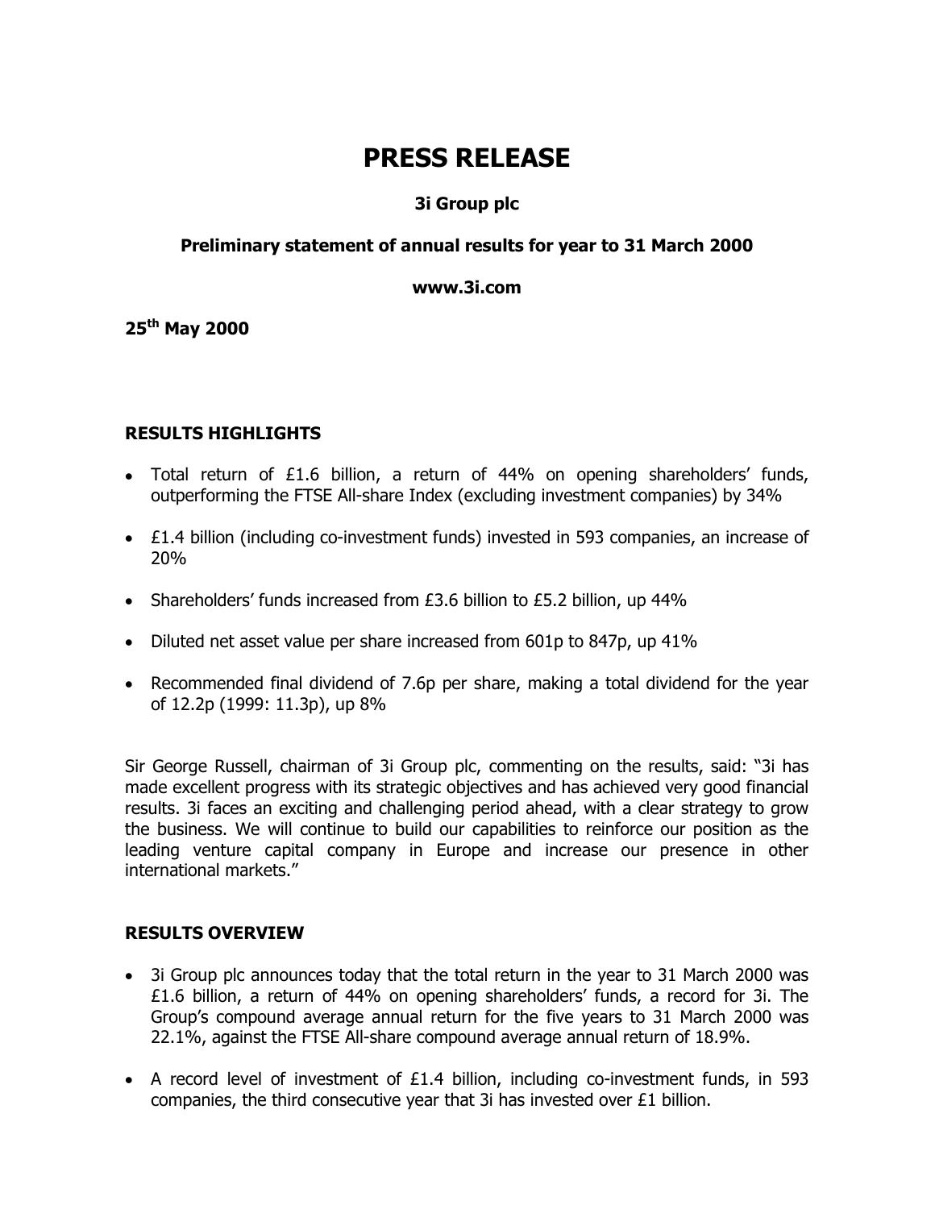# PRESS RELEASE

**3i Group plc**

**Preliminary statement of annual results for year to 31 March 2000**

**www.3i.com**

**25th May 2000**

## RESULTS HIGHLIGHTS

- Total return of £1.6 billion, a return of 44% on opening shareholders' funds, outperforming the FTSE All-share Index (excluding investment companies) by 34%
- £1.4 billion (including co-investment funds) invested in 593 companies, an increase of 20%
- Shareholders' funds increased from £3.6 billion to £5.2 billion, up 44%
- Diluted net asset value per share increased from 601p to 847p, up 41%
- Recommended final dividend of 7.6p per share, making a total dividend for the year of 12.2p (1999: 11.3p), up 8%

Sir George Russell, chairman of 3i Group plc, commenting on the results, said: "3i has made excellent progress with its strategic objectives and has achieved very good financial results. 3i faces an exciting and challenging period ahead, with a clear strategy to grow the business. We will continue to build our capabilities to reinforce our position as the leading venture capital company in Europe and increase our presence in other international markets."

## RESULTS OVERVIEW

- 3i Group plc announces today that the total return in the year to 31 March 2000 was £1.6 billion, a return of 44% on opening shareholders' funds, a record for 3i. The Group's compound average annual return for the five years to 31 March 2000 was 22.1%, against the FTSE All-share compound average annual return of 18.9%.
- A record level of investment of £1.4 billion, including co-investment funds, in 593 companies, the third consecutive year that 3i has invested over £1 billion.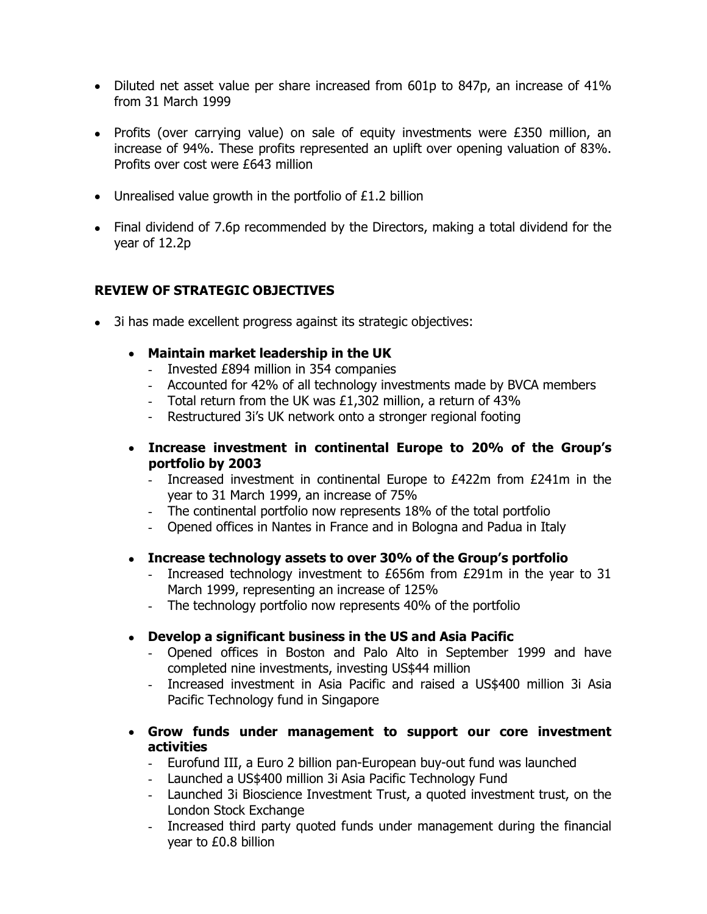- Diluted net asset value per share increased from 601p to 847p, an increase of 41% from 31 March 1999

- Profits (over carrying value) on sale of equity investments were £350 million, an increase of 94%. These profits represented an uplift over opening valuation of 83%. Profits over cost were £643 million

- Unrealised value growth in the portfolio of £1.2 billion

- Final dividend of 7.6p recommended by the Directors, making a total dividend for the year of 12.2p

## REVIEW OF STRATEGIC OBJECTIVES

- 3i has made excellent progress against its strategic objectives:

  - **Maintain market leadership in the UK**
    - Invested £894 million in 354 companies
    - Accounted for 42% of all technology investments made by BVCA members
    - Total return from the UK was £1,302 million, a return of 43%
    - Restructured 3i's UK network onto a stronger regional footing

  - **Increase investment in continental Europe to 20% of the Group's portfolio by 2003**
    - Increased investment in continental Europe to £422m from £241m in the year to 31 March 1999, an increase of 75%
    - The continental portfolio now represents 18% of the total portfolio
    - Opened offices in Nantes in France and in Bologna and Padua in Italy

  - **Increase technology assets to over 30% of the Group's portfolio**
    - Increased technology investment to £656m from £291m in the year to 31 March 1999, representing an increase of 125%
    - The technology portfolio now represents 40% of the portfolio

  - **Develop a significant business in the US and Asia Pacific**
    - Opened offices in Boston and Palo Alto in September 1999 and have completed nine investments, investing US$44 million
    - Increased investment in Asia Pacific and raised a US$400 million 3i Asia Pacific Technology fund in Singapore

  - **Grow funds under management to support our core investment activities**
    - Eurofund III, a Euro 2 billion pan-European buy-out fund was launched
    - Launched a US$400 million 3i Asia Pacific Technology Fund
    - Launched 3i Bioscience Investment Trust, a quoted investment trust, on the London Stock Exchange
    - Increased third party quoted funds under management during the financial year to £0.8 billion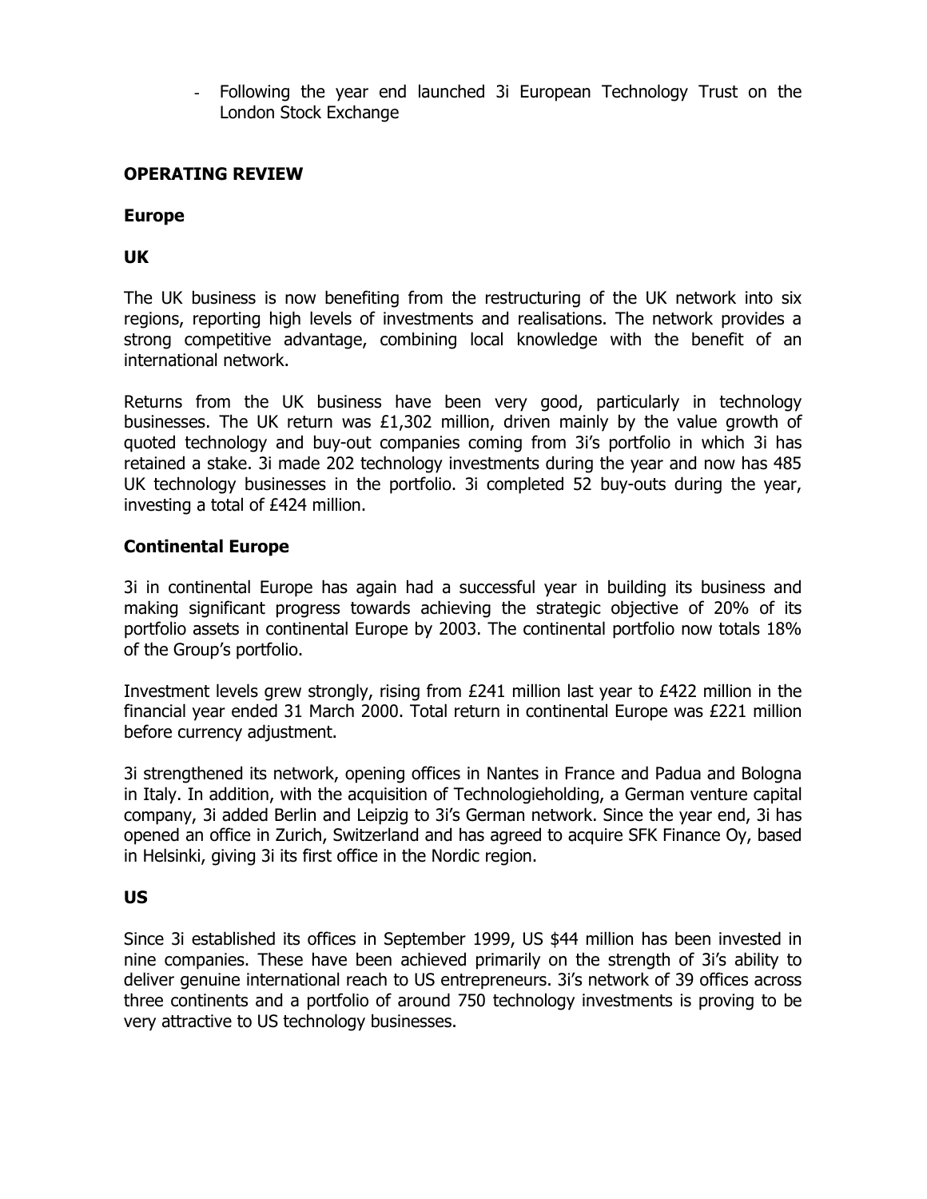- Following the year end launched 3i European Technology Trust on the London Stock Exchange

## OPERATING REVIEW

### Europe

#### UK

The UK business is now benefiting from the restructuring of the UK network into six regions, reporting high levels of investments and realisations. The network provides a strong competitive advantage, combining local knowledge with the benefit of an international network.

Returns from the UK business have been very good, particularly in technology businesses. The UK return was £1,302 million, driven mainly by the value growth of quoted technology and buy-out companies coming from 3i's portfolio in which 3i has retained a stake. 3i made 202 technology investments during the year and now has 485 UK technology businesses in the portfolio. 3i completed 52 buy-outs during the year, investing a total of £424 million.

#### Continental Europe

3i in continental Europe has again had a successful year in building its business and making significant progress towards achieving the strategic objective of 20% of its portfolio assets in continental Europe by 2003. The continental portfolio now totals 18% of the Group's portfolio.

Investment levels grew strongly, rising from £241 million last year to £422 million in the financial year ended 31 March 2000. Total return in continental Europe was £221 million before currency adjustment.

3i strengthened its network, opening offices in Nantes in France and Padua and Bologna in Italy. In addition, with the acquisition of Technologieholding, a German venture capital company, 3i added Berlin and Leipzig to 3i's German network. Since the year end, 3i has opened an office in Zurich, Switzerland and has agreed to acquire SFK Finance Oy, based in Helsinki, giving 3i its first office in the Nordic region.

### US

Since 3i established its offices in September 1999, US $44 million has been invested in nine companies. These have been achieved primarily on the strength of 3i's ability to deliver genuine international reach to US entrepreneurs. 3i's network of 39 offices across three continents and a portfolio of around 750 technology investments is proving to be very attractive to US technology businesses.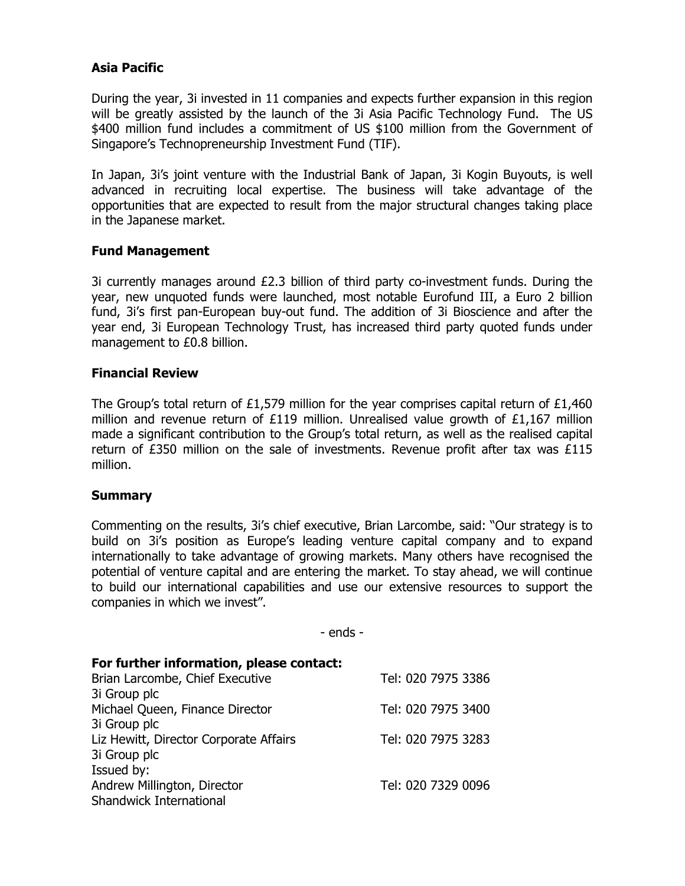## Asia Pacific

During the year, 3i invested in 11 companies and expects further expansion in this region will be greatly assisted by the launch of the 3i Asia Pacific Technology Fund. The US $400 million fund includes a commitment of US $100 million from the Government of Singapore's Technopreneurship Investment Fund (TIF).

In Japan, 3i's joint venture with the Industrial Bank of Japan, 3i Kogin Buyouts, is well advanced in recruiting local expertise. The business will take advantage of the opportunities that are expected to result from the major structural changes taking place in the Japanese market.

## Fund Management

3i currently manages around £2.3 billion of third party co-investment funds. During the year, new unquoted funds were launched, most notable Eurofund III, a Euro 2 billion fund, 3i's first pan-European buy-out fund. The addition of 3i Bioscience and after the year end, 3i European Technology Trust, has increased third party quoted funds under management to £0.8 billion.

## Financial Review

The Group's total return of £1,579 million for the year comprises capital return of £1,460 million and revenue return of £119 million. Unrealised value growth of £1,167 million made a significant contribution to the Group's total return, as well as the realised capital return of £350 million on the sale of investments. Revenue profit after tax was £115 million.

## Summary

Commenting on the results, 3i's chief executive, Brian Larcombe, said: "Our strategy is to build on 3i's position as Europe's leading venture capital company and to expand internationally to take advantage of growing markets. Many others have recognised the potential of venture capital and are entering the market. To stay ahead, we will continue to build our international capabilities and use our extensive resources to support the companies in which we invest".

- ends -

**For further information, please contact:**

| | |
|---|---|
| Brian Larcombe, Chief Executive<br>3i Group plc | Tel: 020 7975 3386 |
| Michael Queen, Finance Director<br>3i Group plc | Tel: 020 7975 3400 |
| Liz Hewitt, Director Corporate Affairs<br>3i Group plc | Tel: 020 7975 3283 |
| Issued by:<br>Andrew Millington, Director<br>Shandwick International | Tel: 020 7329 0096 |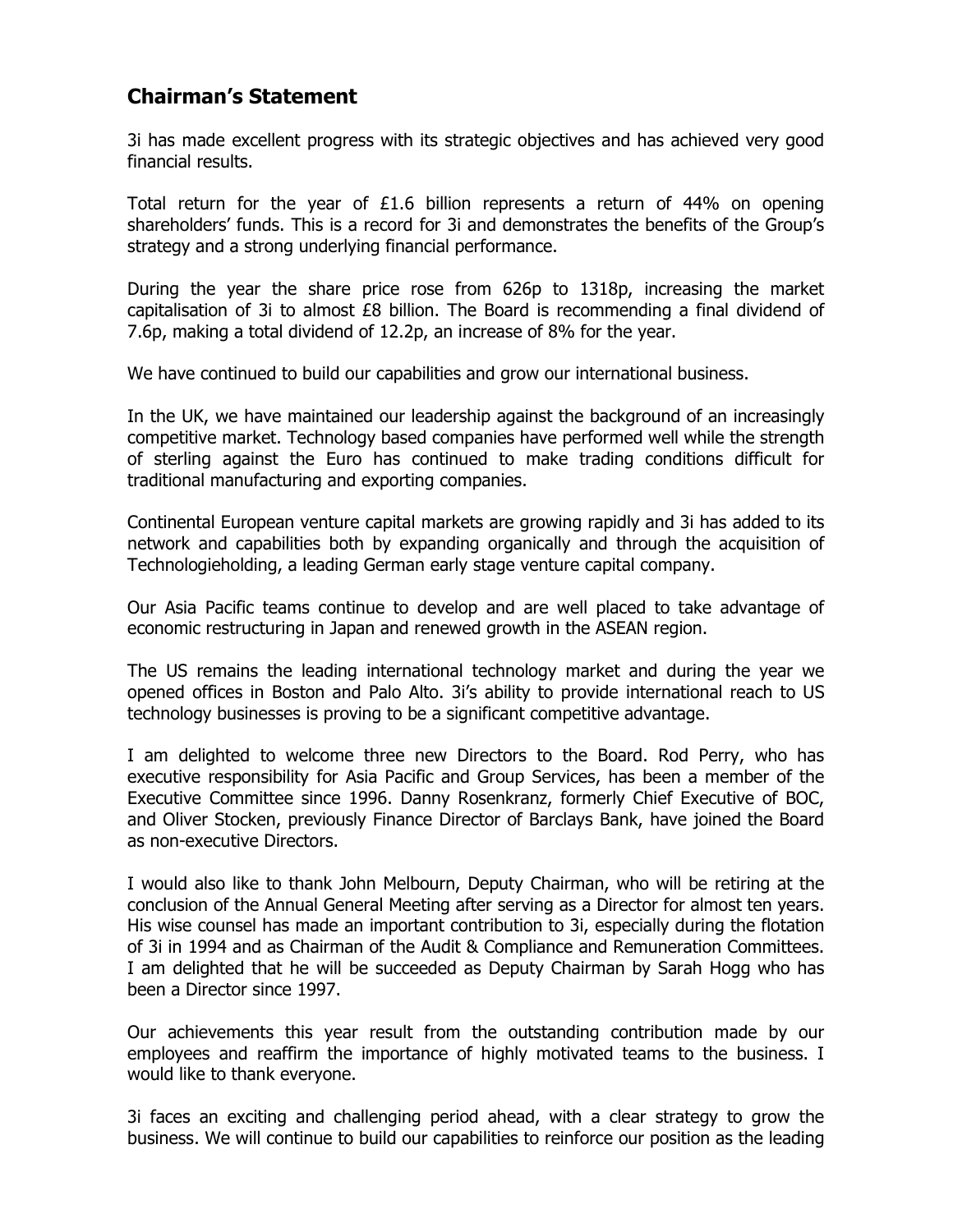## Chairman's Statement

3i has made excellent progress with its strategic objectives and has achieved very good financial results.

Total return for the year of £1.6 billion represents a return of 44% on opening shareholders' funds. This is a record for 3i and demonstrates the benefits of the Group's strategy and a strong underlying financial performance.

During the year the share price rose from 626p to 1318p, increasing the market capitalisation of 3i to almost £8 billion. The Board is recommending a final dividend of 7.6p, making a total dividend of 12.2p, an increase of 8% for the year.

We have continued to build our capabilities and grow our international business.

In the UK, we have maintained our leadership against the background of an increasingly competitive market. Technology based companies have performed well while the strength of sterling against the Euro has continued to make trading conditions difficult for traditional manufacturing and exporting companies.

Continental European venture capital markets are growing rapidly and 3i has added to its network and capabilities both by expanding organically and through the acquisition of Technologieholding, a leading German early stage venture capital company.

Our Asia Pacific teams continue to develop and are well placed to take advantage of economic restructuring in Japan and renewed growth in the ASEAN region.

The US remains the leading international technology market and during the year we opened offices in Boston and Palo Alto. 3i's ability to provide international reach to US technology businesses is proving to be a significant competitive advantage.

I am delighted to welcome three new Directors to the Board. Rod Perry, who has executive responsibility for Asia Pacific and Group Services, has been a member of the Executive Committee since 1996. Danny Rosenkranz, formerly Chief Executive of BOC, and Oliver Stocken, previously Finance Director of Barclays Bank, have joined the Board as non-executive Directors.

I would also like to thank John Melbourn, Deputy Chairman, who will be retiring at the conclusion of the Annual General Meeting after serving as a Director for almost ten years. His wise counsel has made an important contribution to 3i, especially during the flotation of 3i in 1994 and as Chairman of the Audit & Compliance and Remuneration Committees. I am delighted that he will be succeeded as Deputy Chairman by Sarah Hogg who has been a Director since 1997.

Our achievements this year result from the outstanding contribution made by our employees and reaffirm the importance of highly motivated teams to the business. I would like to thank everyone.

3i faces an exciting and challenging period ahead, with a clear strategy to grow the business. We will continue to build our capabilities to reinforce our position as the leading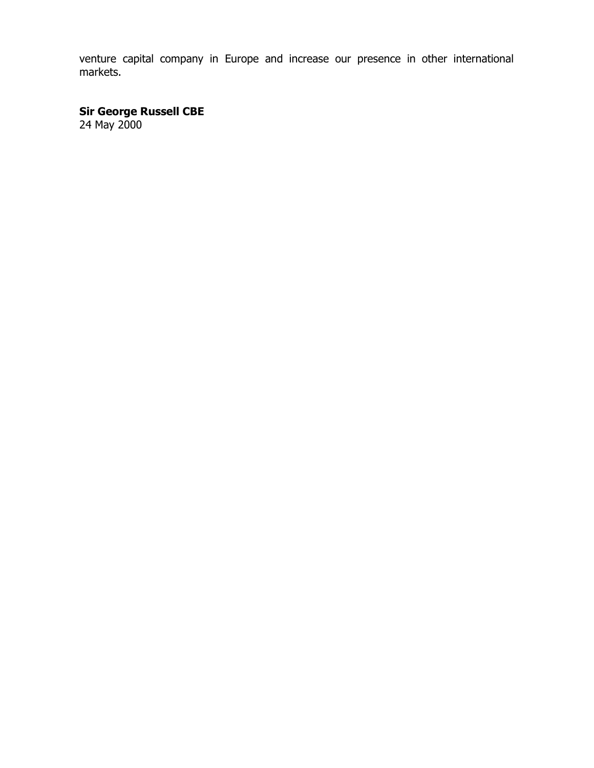venture capital company in Europe and increase our presence in other international markets.

**Sir George Russell CBE**
24 May 2000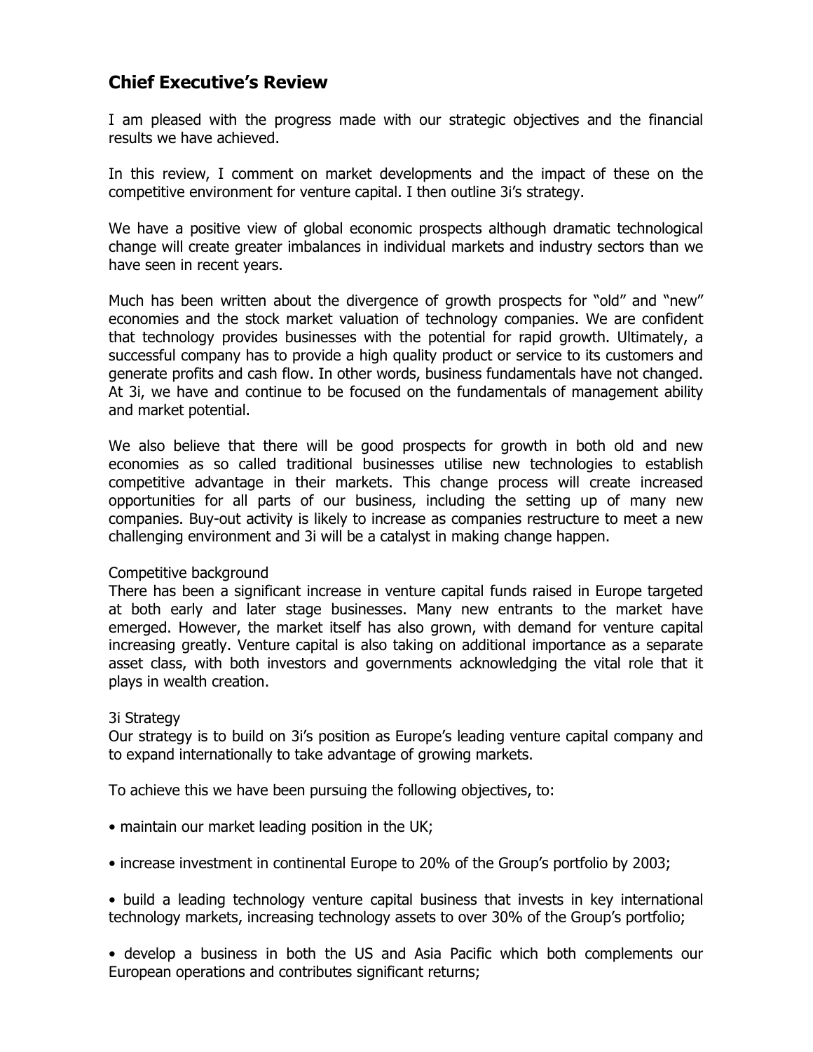## Chief Executive's Review

I am pleased with the progress made with our strategic objectives and the financial results we have achieved.

In this review, I comment on market developments and the impact of these on the competitive environment for venture capital. I then outline 3i's strategy.

We have a positive view of global economic prospects although dramatic technological change will create greater imbalances in individual markets and industry sectors than we have seen in recent years.

Much has been written about the divergence of growth prospects for "old" and "new" economies and the stock market valuation of technology companies. We are confident that technology provides businesses with the potential for rapid growth. Ultimately, a successful company has to provide a high quality product or service to its customers and generate profits and cash flow. In other words, business fundamentals have not changed. At 3i, we have and continue to be focused on the fundamentals of management ability and market potential.

We also believe that there will be good prospects for growth in both old and new economies as so called traditional businesses utilise new technologies to establish competitive advantage in their markets. This change process will create increased opportunities for all parts of our business, including the setting up of many new companies. Buy-out activity is likely to increase as companies restructure to meet a new challenging environment and 3i will be a catalyst in making change happen.

Competitive background

There has been a significant increase in venture capital funds raised in Europe targeted at both early and later stage businesses. Many new entrants to the market have emerged. However, the market itself has also grown, with demand for venture capital increasing greatly. Venture capital is also taking on additional importance as a separate asset class, with both investors and governments acknowledging the vital role that it plays in wealth creation.

3i Strategy

Our strategy is to build on 3i's position as Europe's leading venture capital company and to expand internationally to take advantage of growing markets.

To achieve this we have been pursuing the following objectives, to:

- maintain our market leading position in the UK;
- increase investment in continental Europe to 20% of the Group's portfolio by 2003;
- build a leading technology venture capital business that invests in key international technology markets, increasing technology assets to over 30% of the Group's portfolio;
- develop a business in both the US and Asia Pacific which both complements our European operations and contributes significant returns;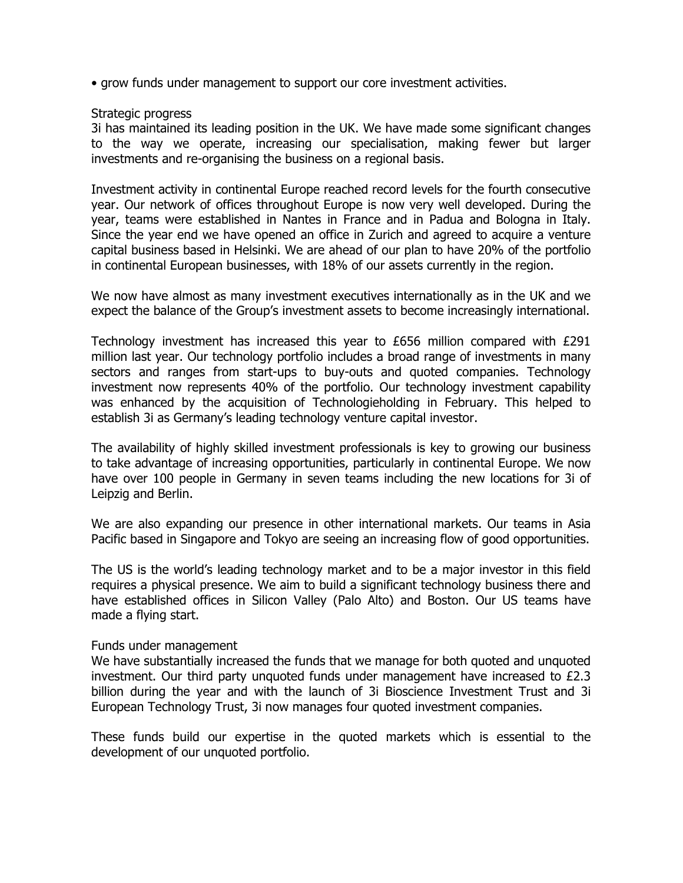- grow funds under management to support our core investment activities.

## Strategic progress

3i has maintained its leading position in the UK. We have made some significant changes to the way we operate, increasing our specialisation, making fewer but larger investments and re-organising the business on a regional basis.

Investment activity in continental Europe reached record levels for the fourth consecutive year. Our network of offices throughout Europe is now very well developed. During the year, teams were established in Nantes in France and in Padua and Bologna in Italy. Since the year end we have opened an office in Zurich and agreed to acquire a venture capital business based in Helsinki. We are ahead of our plan to have 20% of the portfolio in continental European businesses, with 18% of our assets currently in the region.

We now have almost as many investment executives internationally as in the UK and we expect the balance of the Group's investment assets to become increasingly international.

Technology investment has increased this year to £656 million compared with £291 million last year. Our technology portfolio includes a broad range of investments in many sectors and ranges from start-ups to buy-outs and quoted companies. Technology investment now represents 40% of the portfolio. Our technology investment capability was enhanced by the acquisition of Technologieholding in February. This helped to establish 3i as Germany's leading technology venture capital investor.

The availability of highly skilled investment professionals is key to growing our business to take advantage of increasing opportunities, particularly in continental Europe. We now have over 100 people in Germany in seven teams including the new locations for 3i of Leipzig and Berlin.

We are also expanding our presence in other international markets. Our teams in Asia Pacific based in Singapore and Tokyo are seeing an increasing flow of good opportunities.

The US is the world's leading technology market and to be a major investor in this field requires a physical presence. We aim to build a significant technology business there and have established offices in Silicon Valley (Palo Alto) and Boston. Our US teams have made a flying start.

## Funds under management

We have substantially increased the funds that we manage for both quoted and unquoted investment. Our third party unquoted funds under management have increased to £2.3 billion during the year and with the launch of 3i Bioscience Investment Trust and 3i European Technology Trust, 3i now manages four quoted investment companies.

These funds build our expertise in the quoted markets which is essential to the development of our unquoted portfolio.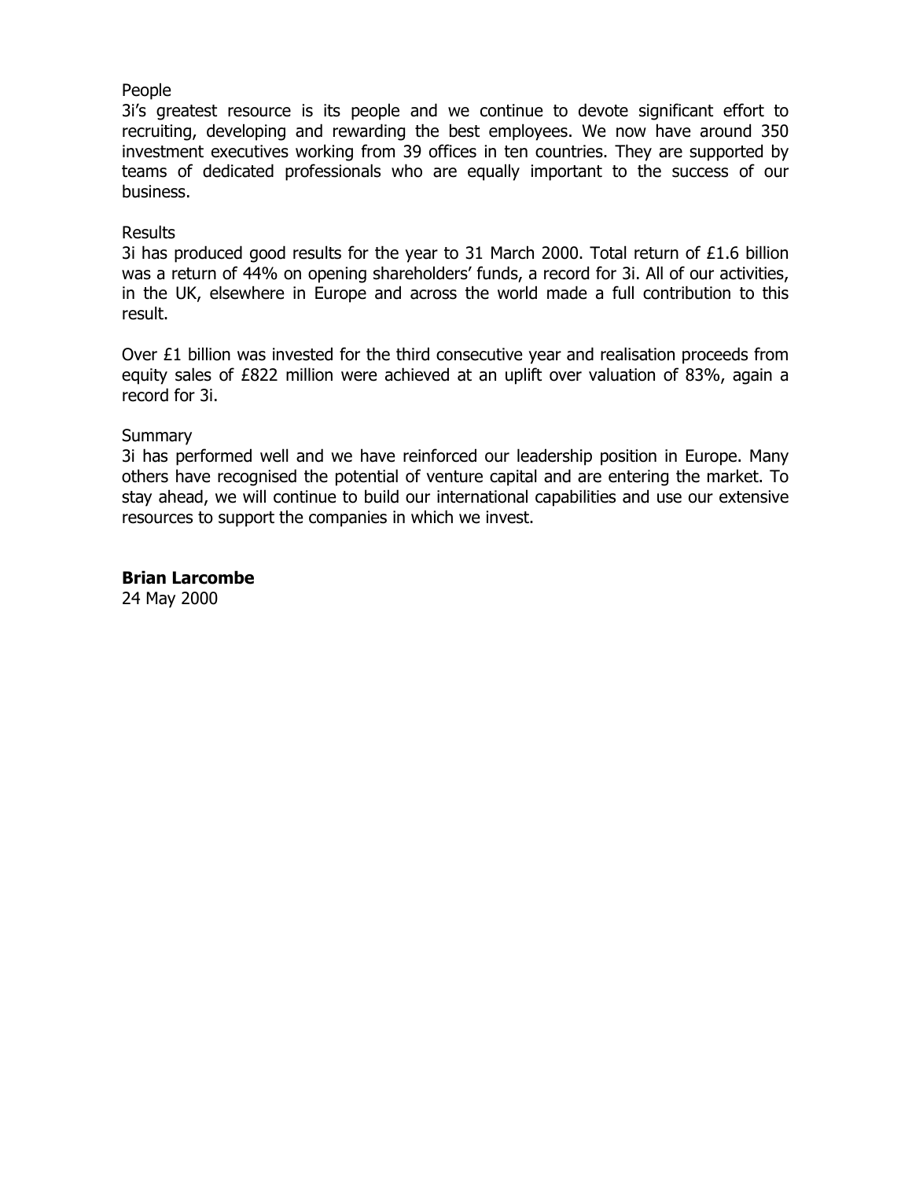## People

3i's greatest resource is its people and we continue to devote significant effort to recruiting, developing and rewarding the best employees. We now have around 350 investment executives working from 39 offices in ten countries. They are supported by teams of dedicated professionals who are equally important to the success of our business.

## Results

3i has produced good results for the year to 31 March 2000. Total return of £1.6 billion was a return of 44% on opening shareholders' funds, a record for 3i. All of our activities, in the UK, elsewhere in Europe and across the world made a full contribution to this result.

Over £1 billion was invested for the third consecutive year and realisation proceeds from equity sales of £822 million were achieved at an uplift over valuation of 83%, again a record for 3i.

## Summary

3i has performed well and we have reinforced our leadership position in Europe. Many others have recognised the potential of venture capital and are entering the market. To stay ahead, we will continue to build our international capabilities and use our extensive resources to support the companies in which we invest.

**Brian Larcombe**
24 May 2000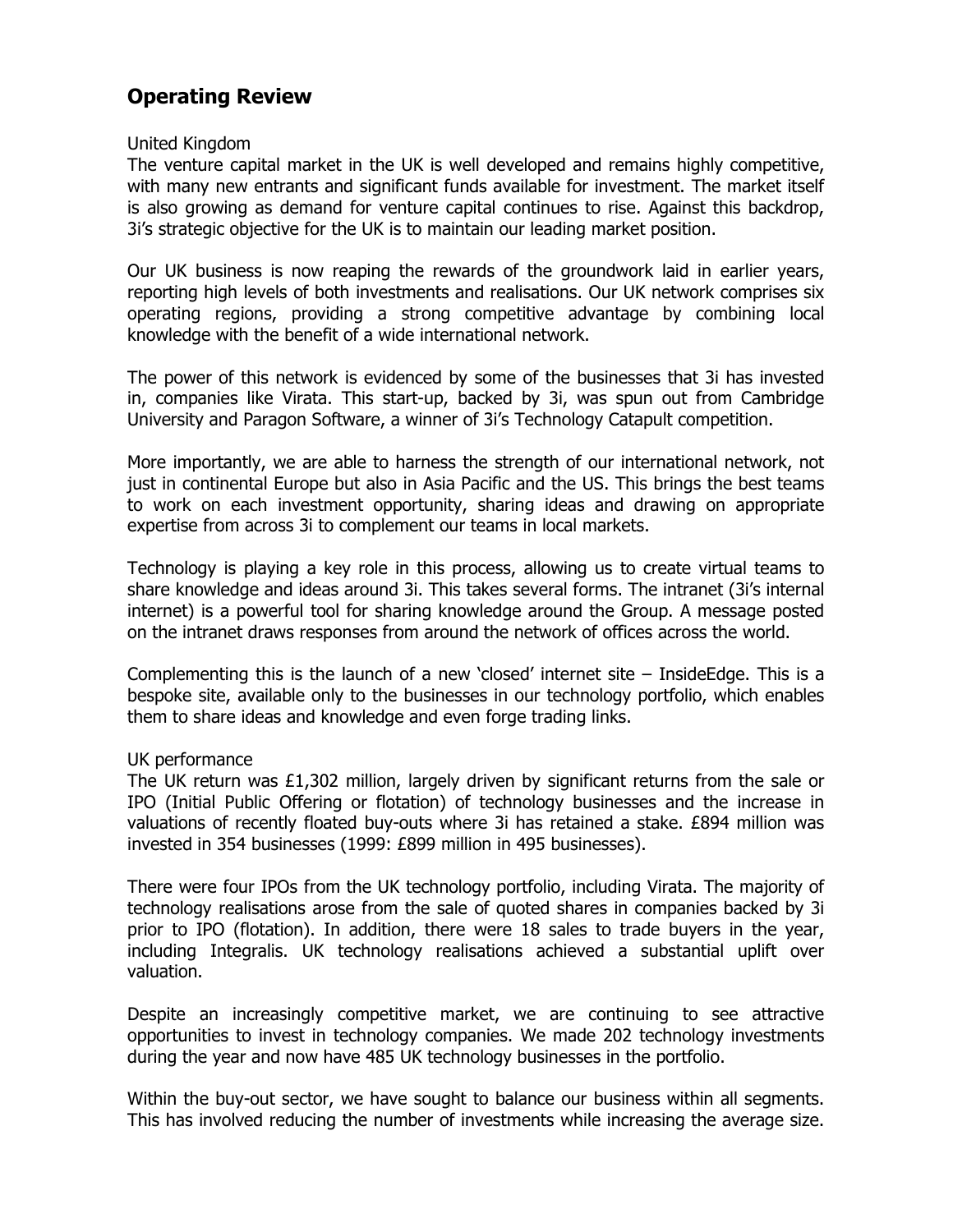## Operating Review

United Kingdom

The venture capital market in the UK is well developed and remains highly competitive, with many new entrants and significant funds available for investment. The market itself is also growing as demand for venture capital continues to rise. Against this backdrop, 3i's strategic objective for the UK is to maintain our leading market position.

Our UK business is now reaping the rewards of the groundwork laid in earlier years, reporting high levels of both investments and realisations. Our UK network comprises six operating regions, providing a strong competitive advantage by combining local knowledge with the benefit of a wide international network.

The power of this network is evidenced by some of the businesses that 3i has invested in, companies like Virata. This start-up, backed by 3i, was spun out from Cambridge University and Paragon Software, a winner of 3i's Technology Catapult competition.

More importantly, we are able to harness the strength of our international network, not just in continental Europe but also in Asia Pacific and the US. This brings the best teams to work on each investment opportunity, sharing ideas and drawing on appropriate expertise from across 3i to complement our teams in local markets.

Technology is playing a key role in this process, allowing us to create virtual teams to share knowledge and ideas around 3i. This takes several forms. The intranet (3i's internal internet) is a powerful tool for sharing knowledge around the Group. A message posted on the intranet draws responses from around the network of offices across the world.

Complementing this is the launch of a new 'closed' internet site – InsideEdge. This is a bespoke site, available only to the businesses in our technology portfolio, which enables them to share ideas and knowledge and even forge trading links.

UK performance

The UK return was £1,302 million, largely driven by significant returns from the sale or IPO (Initial Public Offering or flotation) of technology businesses and the increase in valuations of recently floated buy-outs where 3i has retained a stake. £894 million was invested in 354 businesses (1999: £899 million in 495 businesses).

There were four IPOs from the UK technology portfolio, including Virata. The majority of technology realisations arose from the sale of quoted shares in companies backed by 3i prior to IPO (flotation). In addition, there were 18 sales to trade buyers in the year, including Integralis. UK technology realisations achieved a substantial uplift over valuation.

Despite an increasingly competitive market, we are continuing to see attractive opportunities to invest in technology companies. We made 202 technology investments during the year and now have 485 UK technology businesses in the portfolio.

Within the buy-out sector, we have sought to balance our business within all segments. This has involved reducing the number of investments while increasing the average size.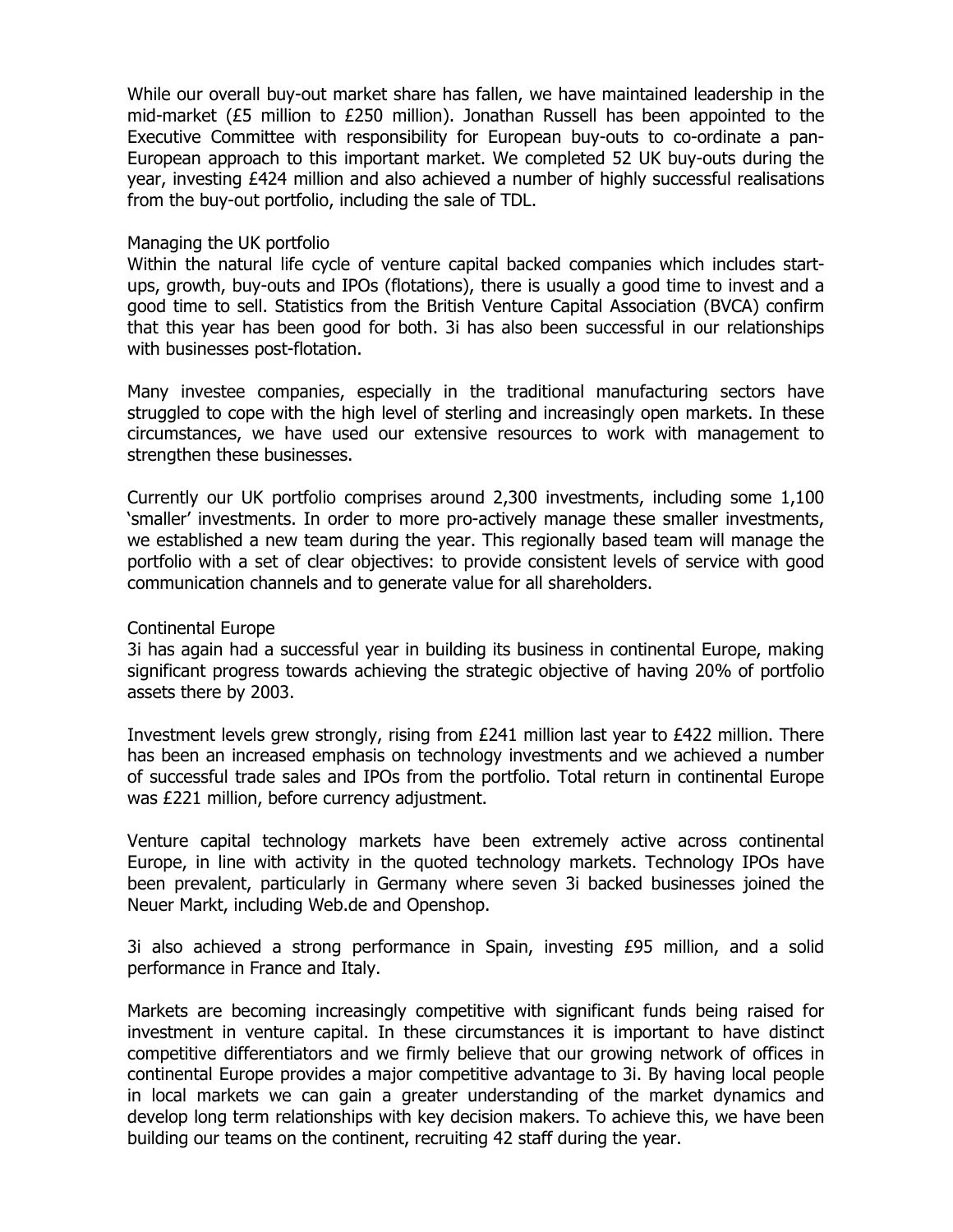While our overall buy-out market share has fallen, we have maintained leadership in the mid-market (£5 million to £250 million). Jonathan Russell has been appointed to the Executive Committee with responsibility for European buy-outs to co-ordinate a pan-European approach to this important market. We completed 52 UK buy-outs during the year, investing £424 million and also achieved a number of highly successful realisations from the buy-out portfolio, including the sale of TDL.

## Managing the UK portfolio

Within the natural life cycle of venture capital backed companies which includes start-ups, growth, buy-outs and IPOs (flotations), there is usually a good time to invest and a good time to sell. Statistics from the British Venture Capital Association (BVCA) confirm that this year has been good for both. 3i has also been successful in our relationships with businesses post-flotation.

Many investee companies, especially in the traditional manufacturing sectors have struggled to cope with the high level of sterling and increasingly open markets. In these circumstances, we have used our extensive resources to work with management to strengthen these businesses.

Currently our UK portfolio comprises around 2,300 investments, including some 1,100 'smaller' investments. In order to more pro-actively manage these smaller investments, we established a new team during the year. This regionally based team will manage the portfolio with a set of clear objectives: to provide consistent levels of service with good communication channels and to generate value for all shareholders.

## Continental Europe

3i has again had a successful year in building its business in continental Europe, making significant progress towards achieving the strategic objective of having 20% of portfolio assets there by 2003.

Investment levels grew strongly, rising from £241 million last year to £422 million. There has been an increased emphasis on technology investments and we achieved a number of successful trade sales and IPOs from the portfolio. Total return in continental Europe was £221 million, before currency adjustment.

Venture capital technology markets have been extremely active across continental Europe, in line with activity in the quoted technology markets. Technology IPOs have been prevalent, particularly in Germany where seven 3i backed businesses joined the Neuer Markt, including Web.de and Openshop.

3i also achieved a strong performance in Spain, investing £95 million, and a solid performance in France and Italy.

Markets are becoming increasingly competitive with significant funds being raised for investment in venture capital. In these circumstances it is important to have distinct competitive differentiators and we firmly believe that our growing network of offices in continental Europe provides a major competitive advantage to 3i. By having local people in local markets we can gain a greater understanding of the market dynamics and develop long term relationships with key decision makers. To achieve this, we have been building our teams on the continent, recruiting 42 staff during the year.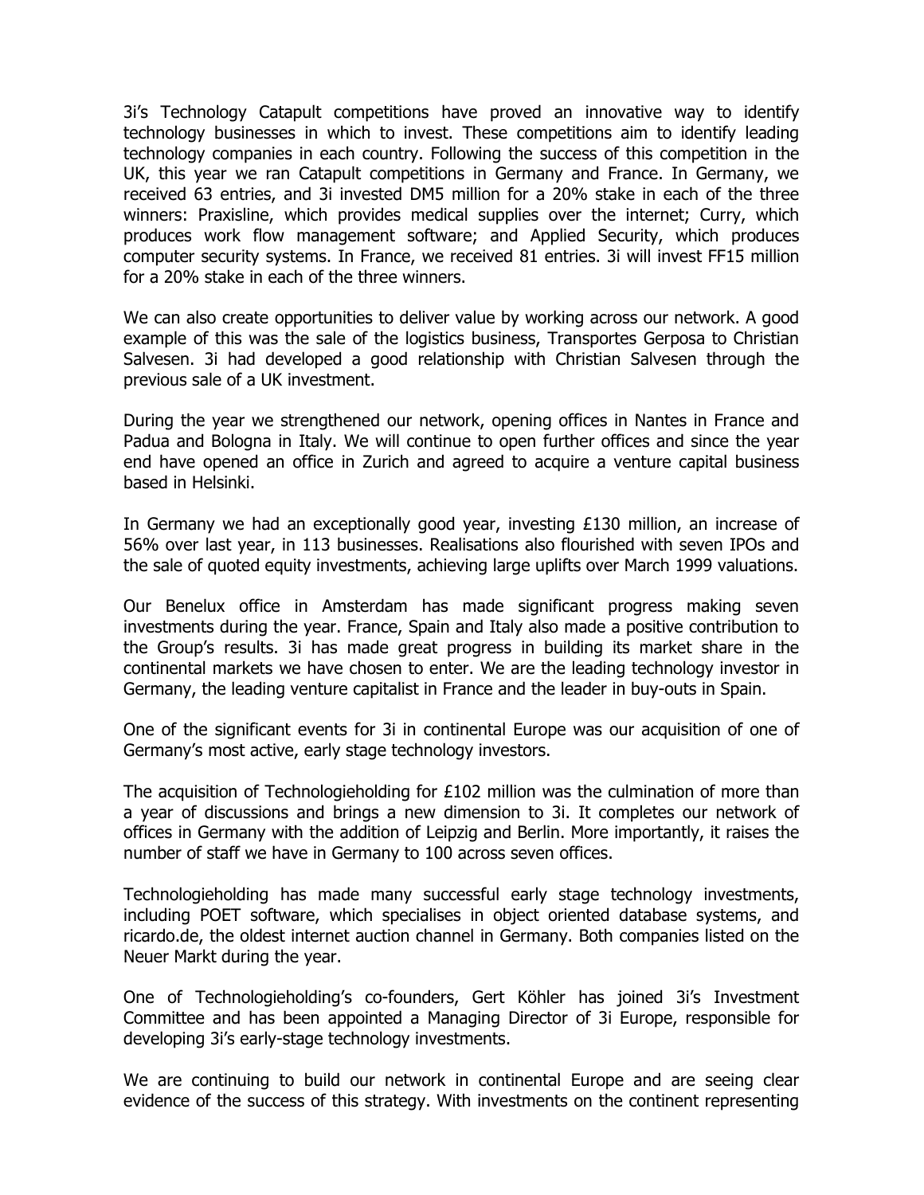3i's Technology Catapult competitions have proved an innovative way to identify technology businesses in which to invest. These competitions aim to identify leading technology companies in each country. Following the success of this competition in the UK, this year we ran Catapult competitions in Germany and France. In Germany, we received 63 entries, and 3i invested DM5 million for a 20% stake in each of the three winners: Praxisline, which provides medical supplies over the internet; Curry, which produces work flow management software; and Applied Security, which produces computer security systems. In France, we received 81 entries. 3i will invest FF15 million for a 20% stake in each of the three winners.

We can also create opportunities to deliver value by working across our network. A good example of this was the sale of the logistics business, Transportes Gerposa to Christian Salvesen. 3i had developed a good relationship with Christian Salvesen through the previous sale of a UK investment.

During the year we strengthened our network, opening offices in Nantes in France and Padua and Bologna in Italy. We will continue to open further offices and since the year end have opened an office in Zurich and agreed to acquire a venture capital business based in Helsinki.

In Germany we had an exceptionally good year, investing £130 million, an increase of 56% over last year, in 113 businesses. Realisations also flourished with seven IPOs and the sale of quoted equity investments, achieving large uplifts over March 1999 valuations.

Our Benelux office in Amsterdam has made significant progress making seven investments during the year. France, Spain and Italy also made a positive contribution to the Group's results. 3i has made great progress in building its market share in the continental markets we have chosen to enter. We are the leading technology investor in Germany, the leading venture capitalist in France and the leader in buy-outs in Spain.

One of the significant events for 3i in continental Europe was our acquisition of one of Germany's most active, early stage technology investors.

The acquisition of Technologieholding for £102 million was the culmination of more than a year of discussions and brings a new dimension to 3i. It completes our network of offices in Germany with the addition of Leipzig and Berlin. More importantly, it raises the number of staff we have in Germany to 100 across seven offices.

Technologieholding has made many successful early stage technology investments, including POET software, which specialises in object oriented database systems, and ricardo.de, the oldest internet auction channel in Germany. Both companies listed on the Neuer Markt during the year.

One of Technologieholding's co-founders, Gert Köhler has joined 3i's Investment Committee and has been appointed a Managing Director of 3i Europe, responsible for developing 3i's early-stage technology investments.

We are continuing to build our network in continental Europe and are seeing clear evidence of the success of this strategy. With investments on the continent representing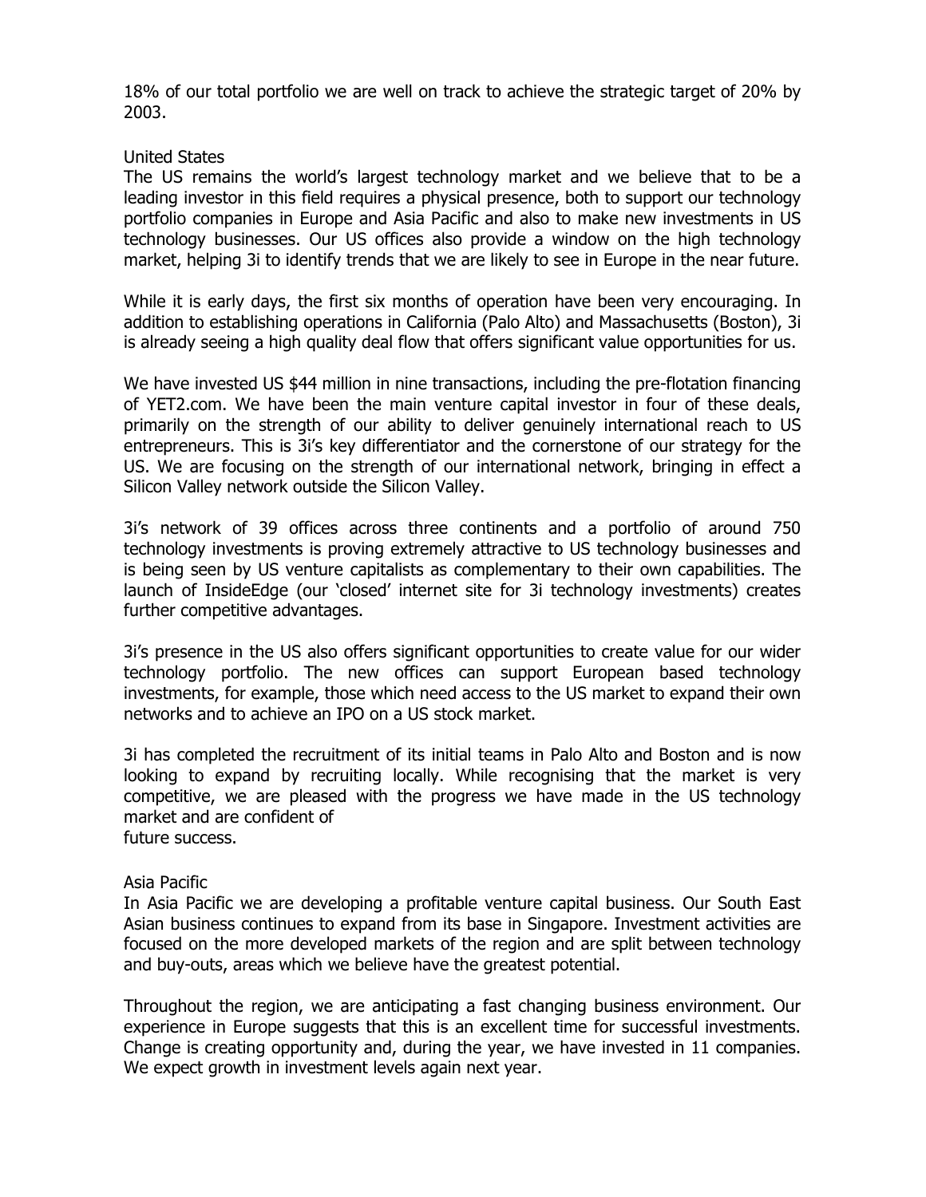18% of our total portfolio we are well on track to achieve the strategic target of 20% by 2003.

## United States

The US remains the world's largest technology market and we believe that to be a leading investor in this field requires a physical presence, both to support our technology portfolio companies in Europe and Asia Pacific and also to make new investments in US technology businesses. Our US offices also provide a window on the high technology market, helping 3i to identify trends that we are likely to see in Europe in the near future.

While it is early days, the first six months of operation have been very encouraging. In addition to establishing operations in California (Palo Alto) and Massachusetts (Boston), 3i is already seeing a high quality deal flow that offers significant value opportunities for us.

We have invested US $44 million in nine transactions, including the pre-flotation financing of YET2.com. We have been the main venture capital investor in four of these deals, primarily on the strength of our ability to deliver genuinely international reach to US entrepreneurs. This is 3i's key differentiator and the cornerstone of our strategy for the US. We are focusing on the strength of our international network, bringing in effect a Silicon Valley network outside the Silicon Valley.

3i's network of 39 offices across three continents and a portfolio of around 750 technology investments is proving extremely attractive to US technology businesses and is being seen by US venture capitalists as complementary to their own capabilities. The launch of InsideEdge (our 'closed' internet site for 3i technology investments) creates further competitive advantages.

3i's presence in the US also offers significant opportunities to create value for our wider technology portfolio. The new offices can support European based technology investments, for example, those which need access to the US market to expand their own networks and to achieve an IPO on a US stock market.

3i has completed the recruitment of its initial teams in Palo Alto and Boston and is now looking to expand by recruiting locally. While recognising that the market is very competitive, we are pleased with the progress we have made in the US technology market and are confident of future success.

## Asia Pacific

In Asia Pacific we are developing a profitable venture capital business. Our South East Asian business continues to expand from its base in Singapore. Investment activities are focused on the more developed markets of the region and are split between technology and buy-outs, areas which we believe have the greatest potential.

Throughout the region, we are anticipating a fast changing business environment. Our experience in Europe suggests that this is an excellent time for successful investments. Change is creating opportunity and, during the year, we have invested in 11 companies. We expect growth in investment levels again next year.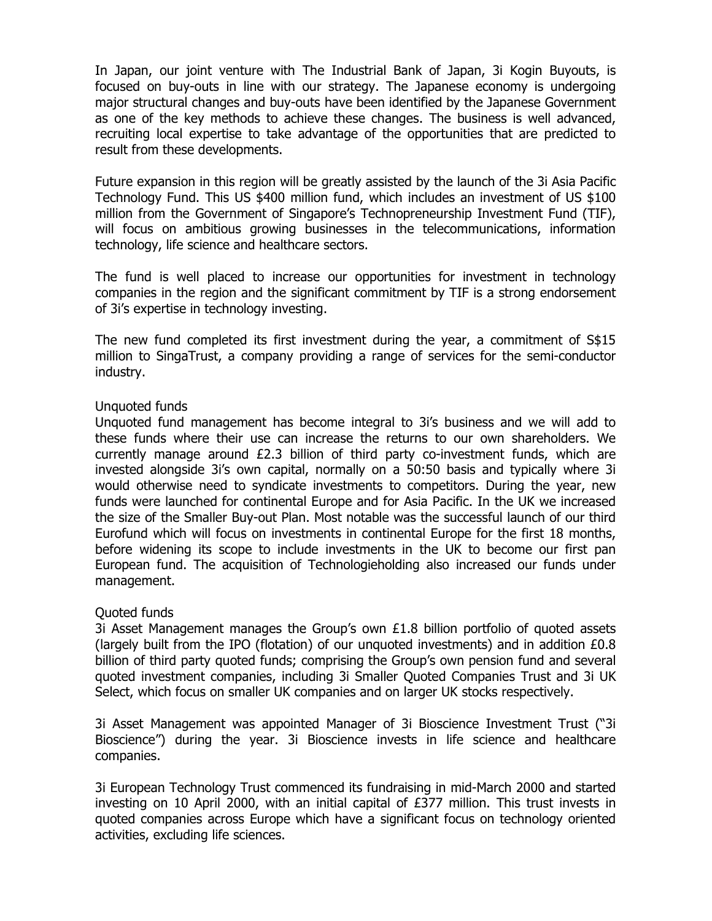In Japan, our joint venture with The Industrial Bank of Japan, 3i Kogin Buyouts, is focused on buy-outs in line with our strategy. The Japanese economy is undergoing major structural changes and buy-outs have been identified by the Japanese Government as one of the key methods to achieve these changes. The business is well advanced, recruiting local expertise to take advantage of the opportunities that are predicted to result from these developments.

Future expansion in this region will be greatly assisted by the launch of the 3i Asia Pacific Technology Fund. This US \$400 million fund, which includes an investment of US \$100 million from the Government of Singapore's Technopreneurship Investment Fund (TIF), will focus on ambitious growing businesses in the telecommunications, information technology, life science and healthcare sectors.

The fund is well placed to increase our opportunities for investment in technology companies in the region and the significant commitment by TIF is a strong endorsement of 3i's expertise in technology investing.

The new fund completed its first investment during the year, a commitment of S\$15 million to SingaTrust, a company providing a range of services for the semi-conductor industry.

### Unquoted funds

Unquoted fund management has become integral to 3i's business and we will add to these funds where their use can increase the returns to our own shareholders. We currently manage around £2.3 billion of third party co-investment funds, which are invested alongside 3i's own capital, normally on a 50:50 basis and typically where 3i would otherwise need to syndicate investments to competitors. During the year, new funds were launched for continental Europe and for Asia Pacific. In the UK we increased the size of the Smaller Buy-out Plan. Most notable was the successful launch of our third Eurofund which will focus on investments in continental Europe for the first 18 months, before widening its scope to include investments in the UK to become our first pan European fund. The acquisition of Technologieholding also increased our funds under management.

### Quoted funds

3i Asset Management manages the Group's own £1.8 billion portfolio of quoted assets (largely built from the IPO (flotation) of our unquoted investments) and in addition £0.8 billion of third party quoted funds; comprising the Group's own pension fund and several quoted investment companies, including 3i Smaller Quoted Companies Trust and 3i UK Select, which focus on smaller UK companies and on larger UK stocks respectively.

3i Asset Management was appointed Manager of 3i Bioscience Investment Trust ("3i Bioscience") during the year. 3i Bioscience invests in life science and healthcare companies.

3i European Technology Trust commenced its fundraising in mid-March 2000 and started investing on 10 April 2000, with an initial capital of £377 million. This trust invests in quoted companies across Europe which have a significant focus on technology oriented activities, excluding life sciences.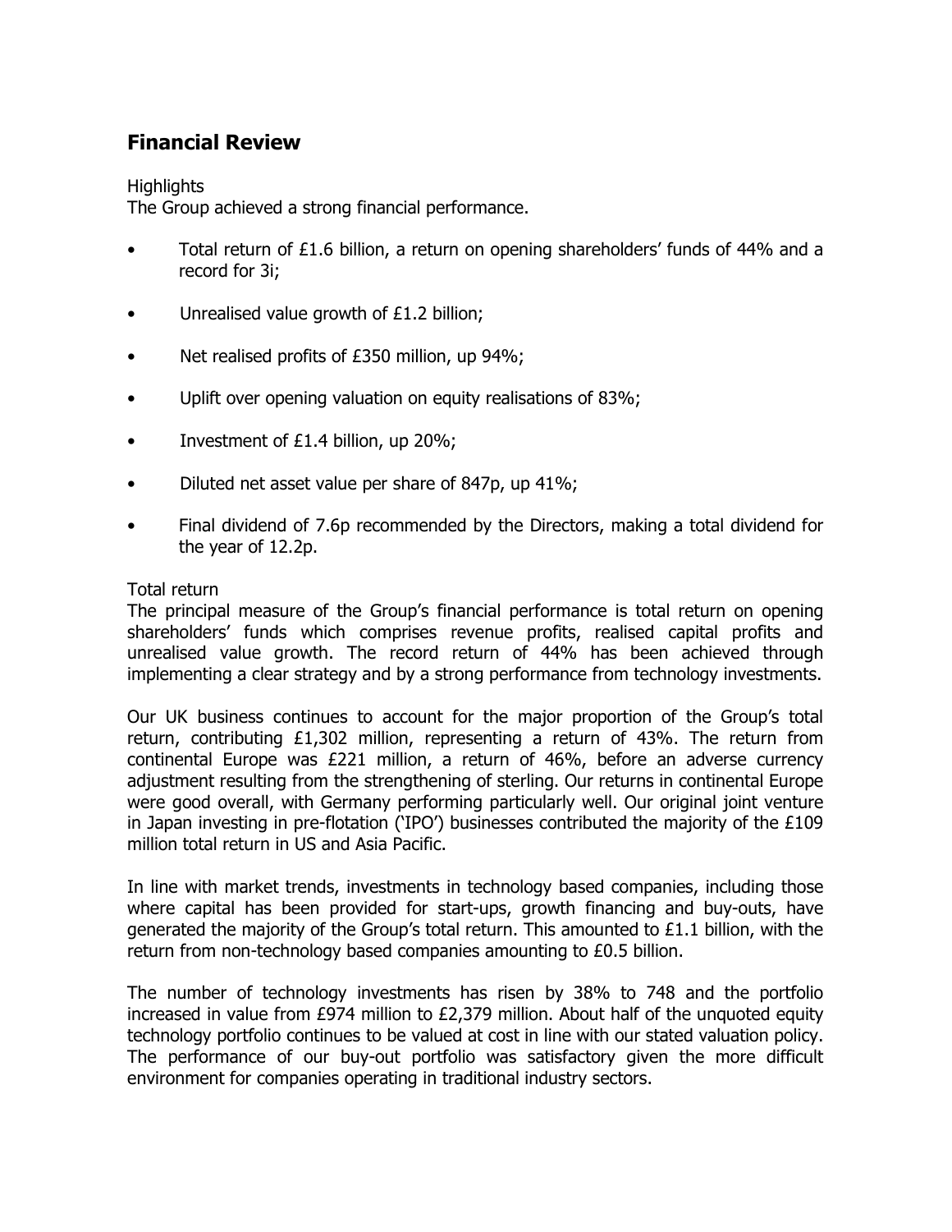## Financial Review

Highlights

The Group achieved a strong financial performance.

- Total return of £1.6 billion, a return on opening shareholders' funds of 44% and a record for 3i;
- Unrealised value growth of £1.2 billion;
- Net realised profits of £350 million, up 94%;
- Uplift over opening valuation on equity realisations of 83%;
- Investment of £1.4 billion, up 20%;
- Diluted net asset value per share of 847p, up 41%;
- Final dividend of 7.6p recommended by the Directors, making a total dividend for the year of 12.2p.

Total return

The principal measure of the Group's financial performance is total return on opening shareholders' funds which comprises revenue profits, realised capital profits and unrealised value growth. The record return of 44% has been achieved through implementing a clear strategy and by a strong performance from technology investments.

Our UK business continues to account for the major proportion of the Group's total return, contributing £1,302 million, representing a return of 43%. The return from continental Europe was £221 million, a return of 46%, before an adverse currency adjustment resulting from the strengthening of sterling. Our returns in continental Europe were good overall, with Germany performing particularly well. Our original joint venture in Japan investing in pre-flotation ('IPO') businesses contributed the majority of the £109 million total return in US and Asia Pacific.

In line with market trends, investments in technology based companies, including those where capital has been provided for start-ups, growth financing and buy-outs, have generated the majority of the Group's total return. This amounted to £1.1 billion, with the return from non-technology based companies amounting to £0.5 billion.

The number of technology investments has risen by 38% to 748 and the portfolio increased in value from £974 million to £2,379 million. About half of the unquoted equity technology portfolio continues to be valued at cost in line with our stated valuation policy. The performance of our buy-out portfolio was satisfactory given the more difficult environment for companies operating in traditional industry sectors.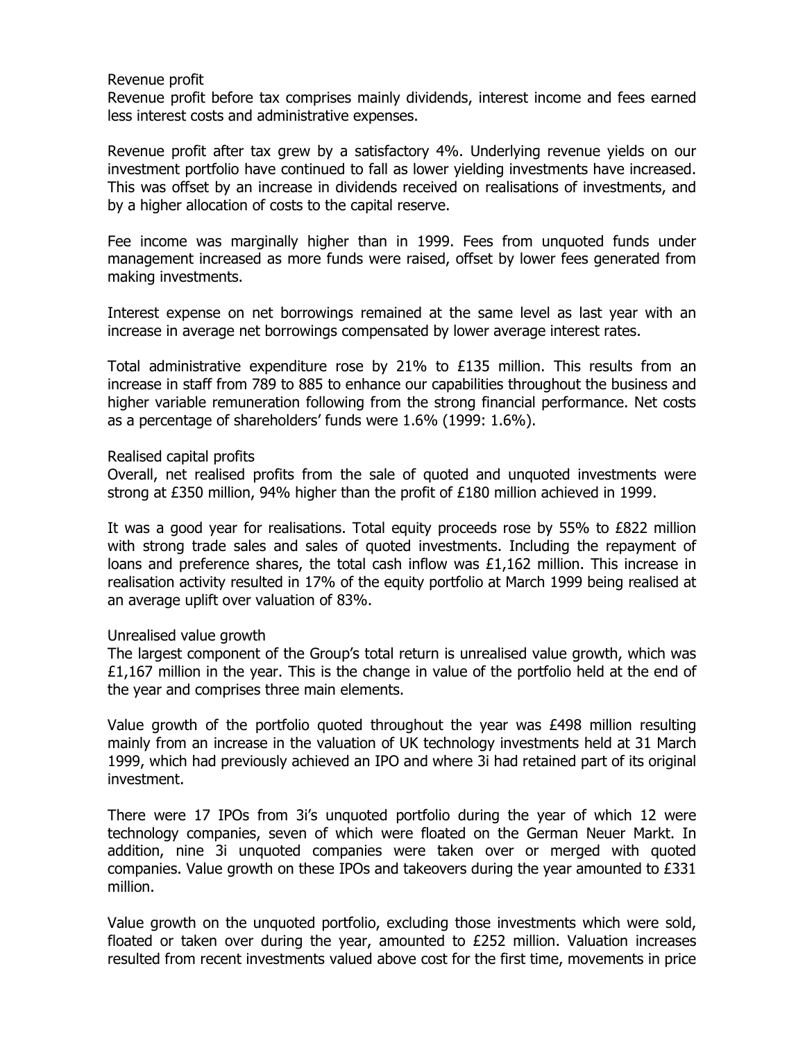## Revenue profit

Revenue profit before tax comprises mainly dividends, interest income and fees earned less interest costs and administrative expenses.

Revenue profit after tax grew by a satisfactory 4%. Underlying revenue yields on our investment portfolio have continued to fall as lower yielding investments have increased. This was offset by an increase in dividends received on realisations of investments, and by a higher allocation of costs to the capital reserve.

Fee income was marginally higher than in 1999. Fees from unquoted funds under management increased as more funds were raised, offset by lower fees generated from making investments.

Interest expense on net borrowings remained at the same level as last year with an increase in average net borrowings compensated by lower average interest rates.

Total administrative expenditure rose by 21% to £135 million. This results from an increase in staff from 789 to 885 to enhance our capabilities throughout the business and higher variable remuneration following from the strong financial performance. Net costs as a percentage of shareholders' funds were 1.6% (1999: 1.6%).

## Realised capital profits

Overall, net realised profits from the sale of quoted and unquoted investments were strong at £350 million, 94% higher than the profit of £180 million achieved in 1999.

It was a good year for realisations. Total equity proceeds rose by 55% to £822 million with strong trade sales and sales of quoted investments. Including the repayment of loans and preference shares, the total cash inflow was £1,162 million. This increase in realisation activity resulted in 17% of the equity portfolio at March 1999 being realised at an average uplift over valuation of 83%.

## Unrealised value growth

The largest component of the Group's total return is unrealised value growth, which was £1,167 million in the year. This is the change in value of the portfolio held at the end of the year and comprises three main elements.

Value growth of the portfolio quoted throughout the year was £498 million resulting mainly from an increase in the valuation of UK technology investments held at 31 March 1999, which had previously achieved an IPO and where 3i had retained part of its original investment.

There were 17 IPOs from 3i's unquoted portfolio during the year of which 12 were technology companies, seven of which were floated on the German Neuer Markt. In addition, nine 3i unquoted companies were taken over or merged with quoted companies. Value growth on these IPOs and takeovers during the year amounted to £331 million.

Value growth on the unquoted portfolio, excluding those investments which were sold, floated or taken over during the year, amounted to £252 million. Valuation increases resulted from recent investments valued above cost for the first time, movements in price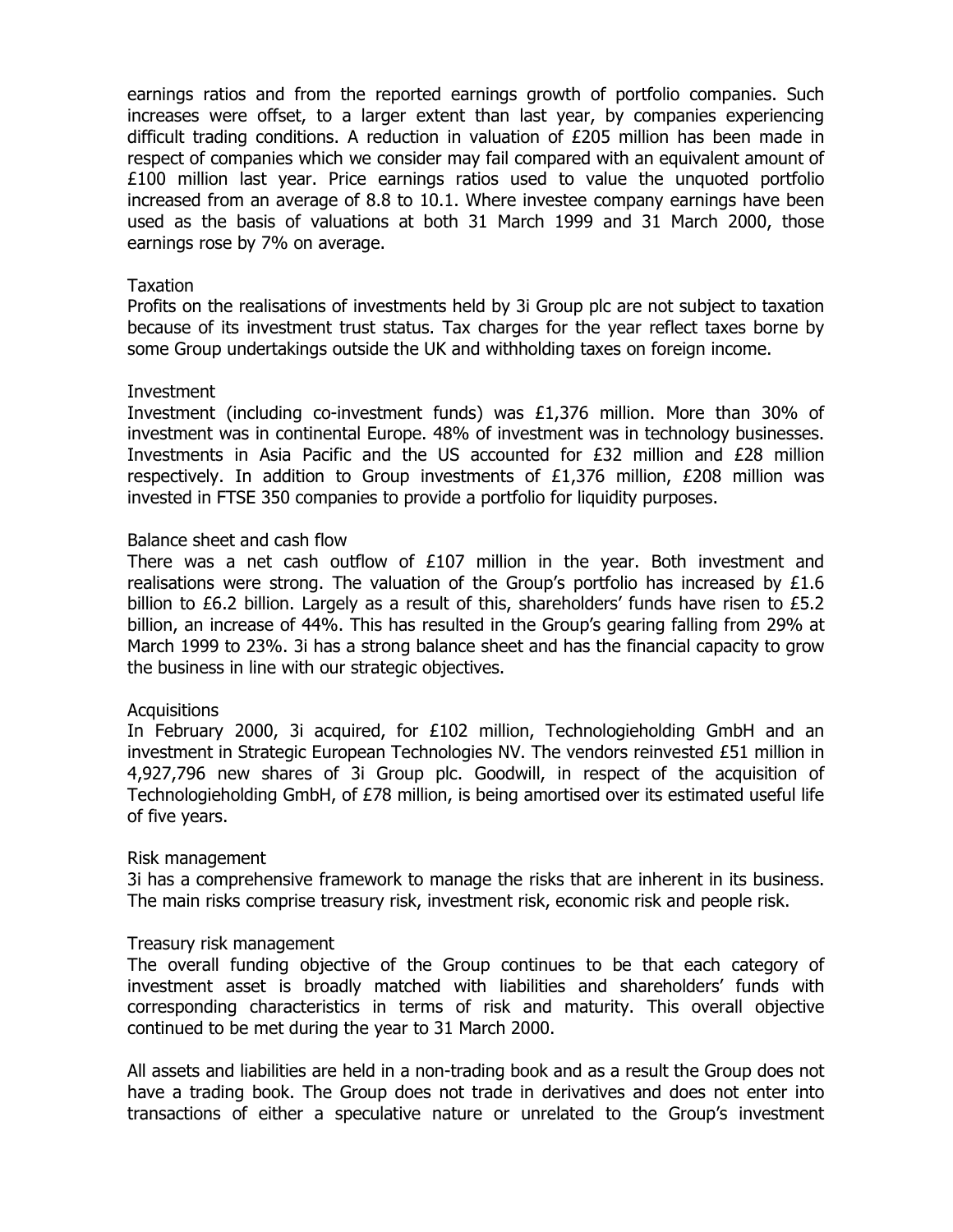earnings ratios and from the reported earnings growth of portfolio companies. Such increases were offset, to a larger extent than last year, by companies experiencing difficult trading conditions. A reduction in valuation of £205 million has been made in respect of companies which we consider may fail compared with an equivalent amount of £100 million last year. Price earnings ratios used to value the unquoted portfolio increased from an average of 8.8 to 10.1. Where investee company earnings have been used as the basis of valuations at both 31 March 1999 and 31 March 2000, those earnings rose by 7% on average.

### Taxation

Profits on the realisations of investments held by 3i Group plc are not subject to taxation because of its investment trust status. Tax charges for the year reflect taxes borne by some Group undertakings outside the UK and withholding taxes on foreign income.

### Investment

Investment (including co-investment funds) was £1,376 million. More than 30% of investment was in continental Europe. 48% of investment was in technology businesses. Investments in Asia Pacific and the US accounted for £32 million and £28 million respectively. In addition to Group investments of £1,376 million, £208 million was invested in FTSE 350 companies to provide a portfolio for liquidity purposes.

### Balance sheet and cash flow

There was a net cash outflow of £107 million in the year. Both investment and realisations were strong. The valuation of the Group's portfolio has increased by £1.6 billion to £6.2 billion. Largely as a result of this, shareholders' funds have risen to £5.2 billion, an increase of 44%. This has resulted in the Group's gearing falling from 29% at March 1999 to 23%. 3i has a strong balance sheet and has the financial capacity to grow the business in line with our strategic objectives.

### Acquisitions

In February 2000, 3i acquired, for £102 million, Technologieholding GmbH and an investment in Strategic European Technologies NV. The vendors reinvested £51 million in 4,927,796 new shares of 3i Group plc. Goodwill, in respect of the acquisition of Technologieholding GmbH, of £78 million, is being amortised over its estimated useful life of five years.

### Risk management

3i has a comprehensive framework to manage the risks that are inherent in its business. The main risks comprise treasury risk, investment risk, economic risk and people risk.

### Treasury risk management

The overall funding objective of the Group continues to be that each category of investment asset is broadly matched with liabilities and shareholders' funds with corresponding characteristics in terms of risk and maturity. This overall objective continued to be met during the year to 31 March 2000.

All assets and liabilities are held in a non-trading book and as a result the Group does not have a trading book. The Group does not trade in derivatives and does not enter into transactions of either a speculative nature or unrelated to the Group's investment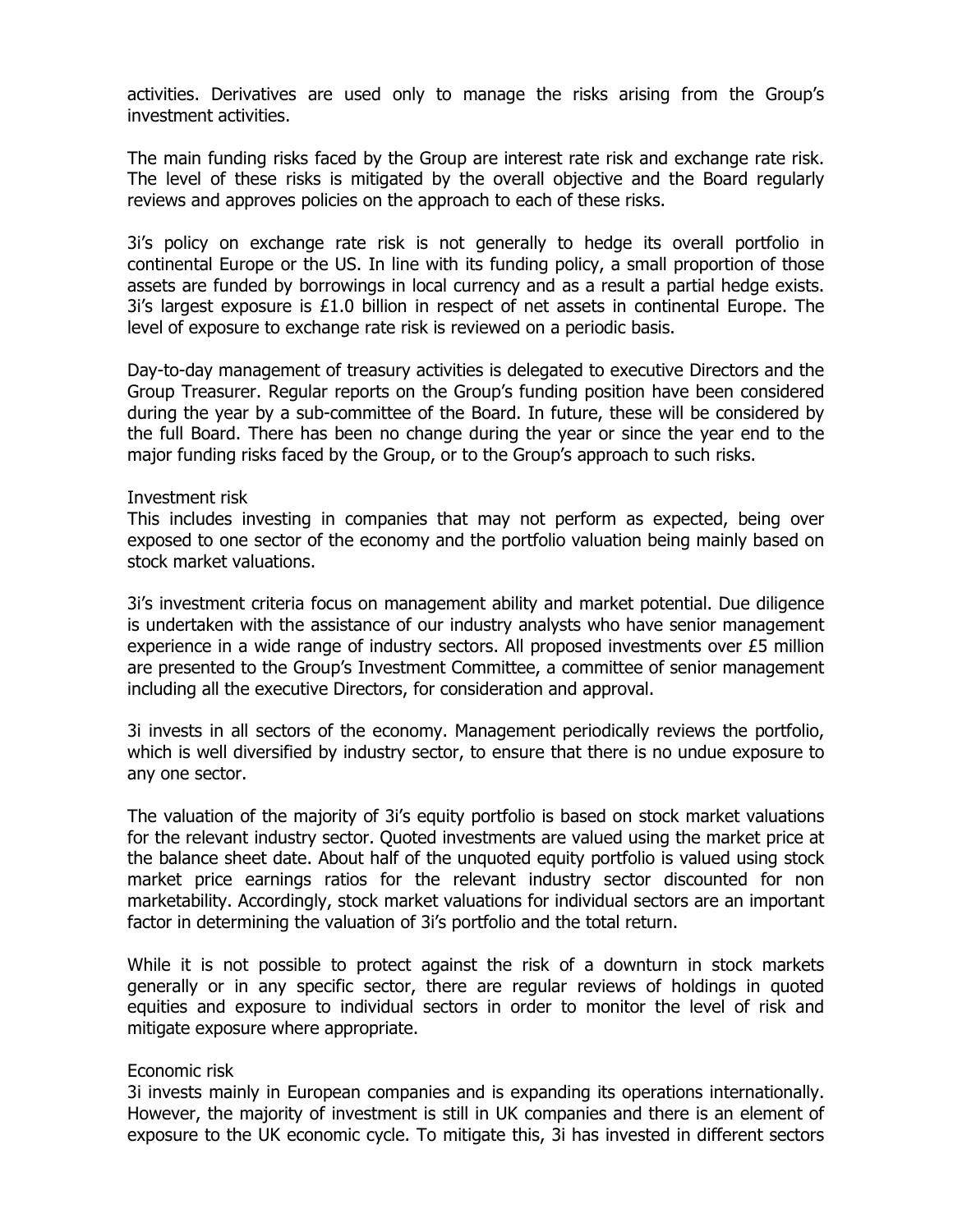activities. Derivatives are used only to manage the risks arising from the Group's investment activities.

The main funding risks faced by the Group are interest rate risk and exchange rate risk. The level of these risks is mitigated by the overall objective and the Board regularly reviews and approves policies on the approach to each of these risks.

3i's policy on exchange rate risk is not generally to hedge its overall portfolio in continental Europe or the US. In line with its funding policy, a small proportion of those assets are funded by borrowings in local currency and as a result a partial hedge exists. 3i's largest exposure is £1.0 billion in respect of net assets in continental Europe. The level of exposure to exchange rate risk is reviewed on a periodic basis.

Day-to-day management of treasury activities is delegated to executive Directors and the Group Treasurer. Regular reports on the Group's funding position have been considered during the year by a sub-committee of the Board. In future, these will be considered by the full Board. There has been no change during the year or since the year end to the major funding risks faced by the Group, or to the Group's approach to such risks.

Investment risk

This includes investing in companies that may not perform as expected, being over exposed to one sector of the economy and the portfolio valuation being mainly based on stock market valuations.

3i's investment criteria focus on management ability and market potential. Due diligence is undertaken with the assistance of our industry analysts who have senior management experience in a wide range of industry sectors. All proposed investments over £5 million are presented to the Group's Investment Committee, a committee of senior management including all the executive Directors, for consideration and approval.

3i invests in all sectors of the economy. Management periodically reviews the portfolio, which is well diversified by industry sector, to ensure that there is no undue exposure to any one sector.

The valuation of the majority of 3i's equity portfolio is based on stock market valuations for the relevant industry sector. Quoted investments are valued using the market price at the balance sheet date. About half of the unquoted equity portfolio is valued using stock market price earnings ratios for the relevant industry sector discounted for non marketability. Accordingly, stock market valuations for individual sectors are an important factor in determining the valuation of 3i's portfolio and the total return.

While it is not possible to protect against the risk of a downturn in stock markets generally or in any specific sector, there are regular reviews of holdings in quoted equities and exposure to individual sectors in order to monitor the level of risk and mitigate exposure where appropriate.

Economic risk

3i invests mainly in European companies and is expanding its operations internationally. However, the majority of investment is still in UK companies and there is an element of exposure to the UK economic cycle. To mitigate this, 3i has invested in different sectors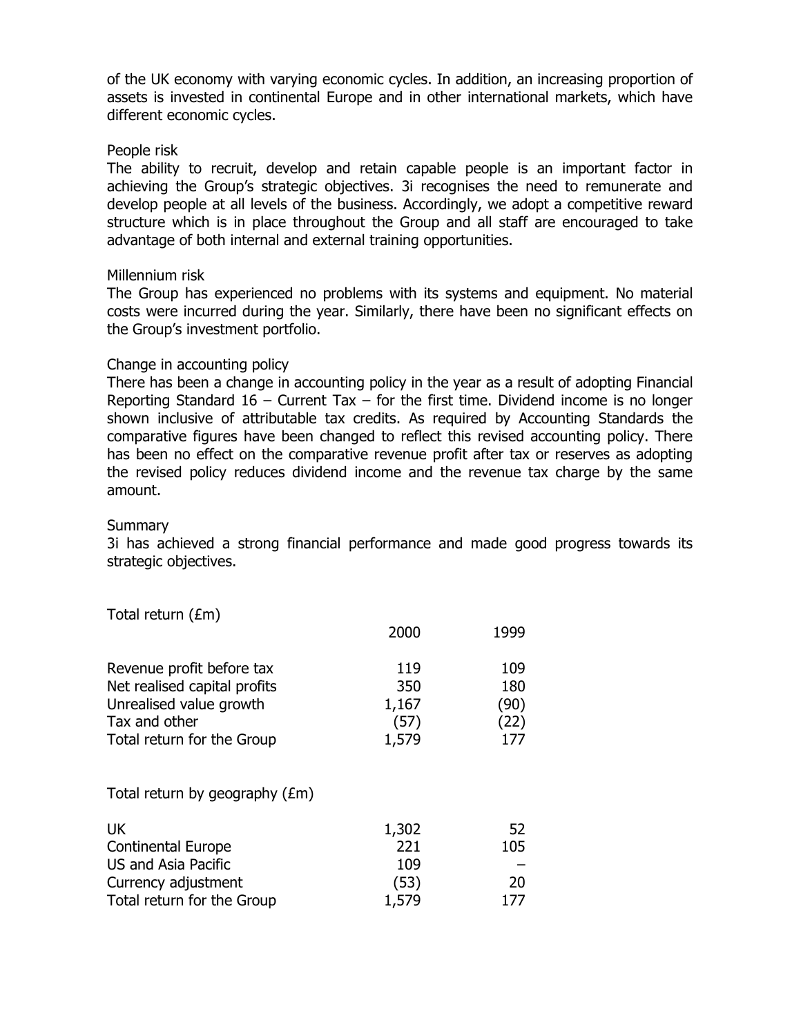of the UK economy with varying economic cycles. In addition, an increasing proportion of assets is invested in continental Europe and in other international markets, which have different economic cycles.

### People risk

The ability to recruit, develop and retain capable people is an important factor in achieving the Group's strategic objectives. 3i recognises the need to remunerate and develop people at all levels of the business. Accordingly, we adopt a competitive reward structure which is in place throughout the Group and all staff are encouraged to take advantage of both internal and external training opportunities.

### Millennium risk

The Group has experienced no problems with its systems and equipment. No material costs were incurred during the year. Similarly, there have been no significant effects on the Group's investment portfolio.

### Change in accounting policy

There has been a change in accounting policy in the year as a result of adopting Financial Reporting Standard 16 – Current Tax – for the first time. Dividend income is no longer shown inclusive of attributable tax credits. As required by Accounting Standards the comparative figures have been changed to reflect this revised accounting policy. There has been no effect on the comparative revenue profit after tax or reserves as adopting the revised policy reduces dividend income and the revenue tax charge by the same amount.

### Summary

3i has achieved a strong financial performance and made good progress towards its strategic objectives.

Total return (£m)

| | 2000 | 1999 |
|---|---|---|
| Revenue profit before tax | 119 | 109 |
| Net realised capital profits | 350 | 180 |
| Unrealised value growth | 1,167 | (90) |
| Tax and other | (57) | (22) |
| Total return for the Group | 1,579 | 177 |

Total return by geography (£m)

| | 2000 | 1999 |
|---|---|---|
| UK | 1,302 | 52 |
| Continental Europe | 221 | 105 |
| US and Asia Pacific | 109 | – |
| Currency adjustment | (53) | 20 |
| Total return for the Group | 1,579 | 177 |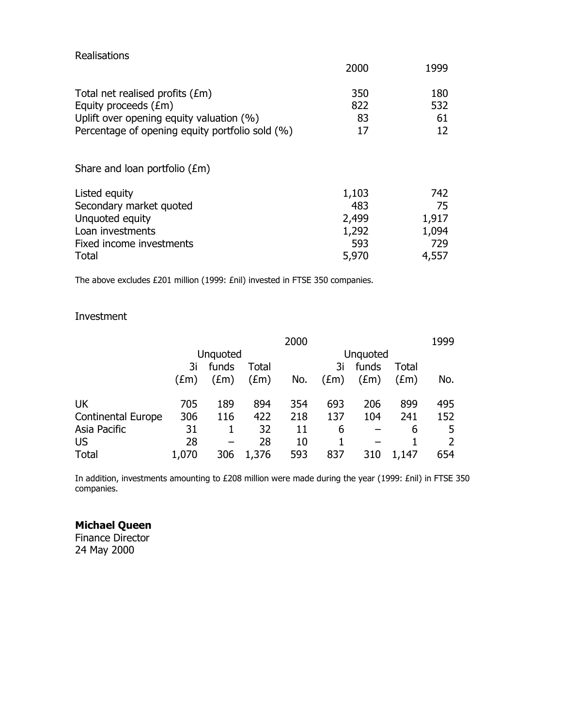## Realisations

| | 2000 | 1999 |
|---|---|---|
| Total net realised profits (£m) | 350 | 180 |
| Equity proceeds (£m) | 822 | 532 |
| Uplift over opening equity valuation (%) | 83 | 61 |
| Percentage of opening equity portfolio sold (%) | 17 | 12 |

## Share and loan portfolio (£m)

| | 2000 | 1999 |
|---|---|---|
| Listed equity | 1,103 | 742 |
| Secondary market quoted | 483 | 75 |
| Unquoted equity | 2,499 | 1,917 |
| Loan investments | 1,292 | 1,094 |
| Fixed income investments | 593 | 729 |
| Total | 5,970 | 4,557 |

The above excludes £201 million (1999: £nil) invested in FTSE 350 companies.

## Investment

| | 2000 | | | | 1999 | | | |
|---|---|---|---|---|---|---|---|---|
| | 3i (£m) | Unquoted funds (£m) | Total (£m) | No. | 3i (£m) | Unquoted funds (£m) | Total (£m) | No. |
| UK | 705 | 189 | 894 | 354 | 693 | 206 | 899 | 495 |
| Continental Europe | 306 | 116 | 422 | 218 | 137 | 104 | 241 | 152 |
| Asia Pacific | 31 | 1 | 32 | 11 | 6 | – | 6 | 5 |
| US | 28 | – | 28 | 10 | 1 | – | 1 | 2 |
| Total | 1,070 | 306 | 1,376 | 593 | 837 | 310 | 1,147 | 654 |

In addition, investments amounting to £208 million were made during the year (1999: £nil) in FTSE 350 companies.

**Michael Queen**
Finance Director
24 May 2000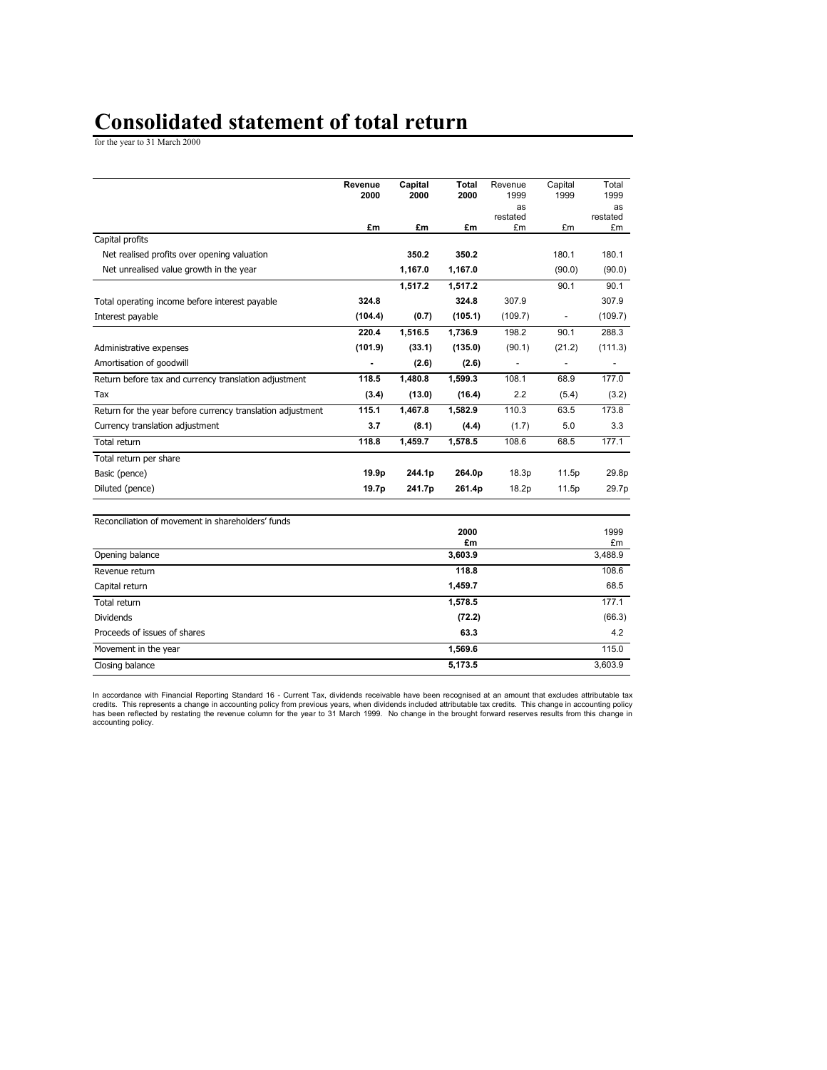# Consolidated statement of total return

for the year to 31 March 2000

| | Revenue 2000 £m | Capital 2000 £m | Total 2000 £m | Revenue 1999 as restated £m | Capital 1999 £m | Total 1999 as restated £m |
|---|---|---|---|---|---|---|
| Capital profits | | | | | | |
| Net realised profits over opening valuation | | **350.2** | **350.2** | | 180.1 | 180.1 |
| Net unrealised value growth in the year | | **1,167.0** | **1,167.0** | | (90.0) | (90.0) |
| | | **1,517.2** | **1,517.2** | | 90.1 | 90.1 |
| Total operating income before interest payable | **324.8** | | **324.8** | 307.9 | | 307.9 |
| Interest payable | **(104.4)** | **(0.7)** | **(105.1)** | (109.7) | - | (109.7) |
| | **220.4** | **1,516.5** | **1,736.9** | 198.2 | 90.1 | 288.3 |
| Administrative expenses | **(101.9)** | **(33.1)** | **(135.0)** | (90.1) | (21.2) | (111.3) |
| Amortisation of goodwill | **-** | **(2.6)** | **(2.6)** | - | - | - |
| Return before tax and currency translation adjustment | **118.5** | **1,480.8** | **1,599.3** | 108.1 | 68.9 | 177.0 |
| Tax | **(3.4)** | **(13.0)** | **(16.4)** | 2.2 | (5.4) | (3.2) |
| Return for the year before currency translation adjustment | **115.1** | **1,467.8** | **1,582.9** | 110.3 | 63.5 | 173.8 |
| Currency translation adjustment | **3.7** | **(8.1)** | **(4.4)** | (1.7) | 5.0 | 3.3 |
| Total return | **118.8** | **1,459.7** | **1,578.5** | 108.6 | 68.5 | 177.1 |
| Total return per share | | | | | | |
| Basic (pence) | **19.9p** | **244.1p** | **264.0p** | 18.3p | 11.5p | 29.8p |
| Diluted (pence) | **19.7p** | **241.7p** | **261.4p** | 18.2p | 11.5p | 29.7p |

| Reconciliation of movement in shareholders' funds | 2000 £m | 1999 £m |
|---|---|---|
| Opening balance | **3,603.9** | 3,488.9 |
| Revenue return | **118.8** | 108.6 |
| Capital return | **1,459.7** | 68.5 |
| Total return | **1,578.5** | 177.1 |
| Dividends | **(72.2)** | (66.3) |
| Proceeds of issues of shares | **63.3** | 4.2 |
| Movement in the year | **1,569.6** | 115.0 |
| Closing balance | **5,173.5** | 3,603.9 |

In accordance with Financial Reporting Standard 16 - Current Tax, dividends receivable have been recognised at an amount that excludes attributable tax credits. This represents a change in accounting policy from previous years, when dividends included attributable tax credits. This change in accounting policy has been reflected by restating the revenue column for the year to 31 March 1999. No change in the brought forward reserves results from this change in accounting policy.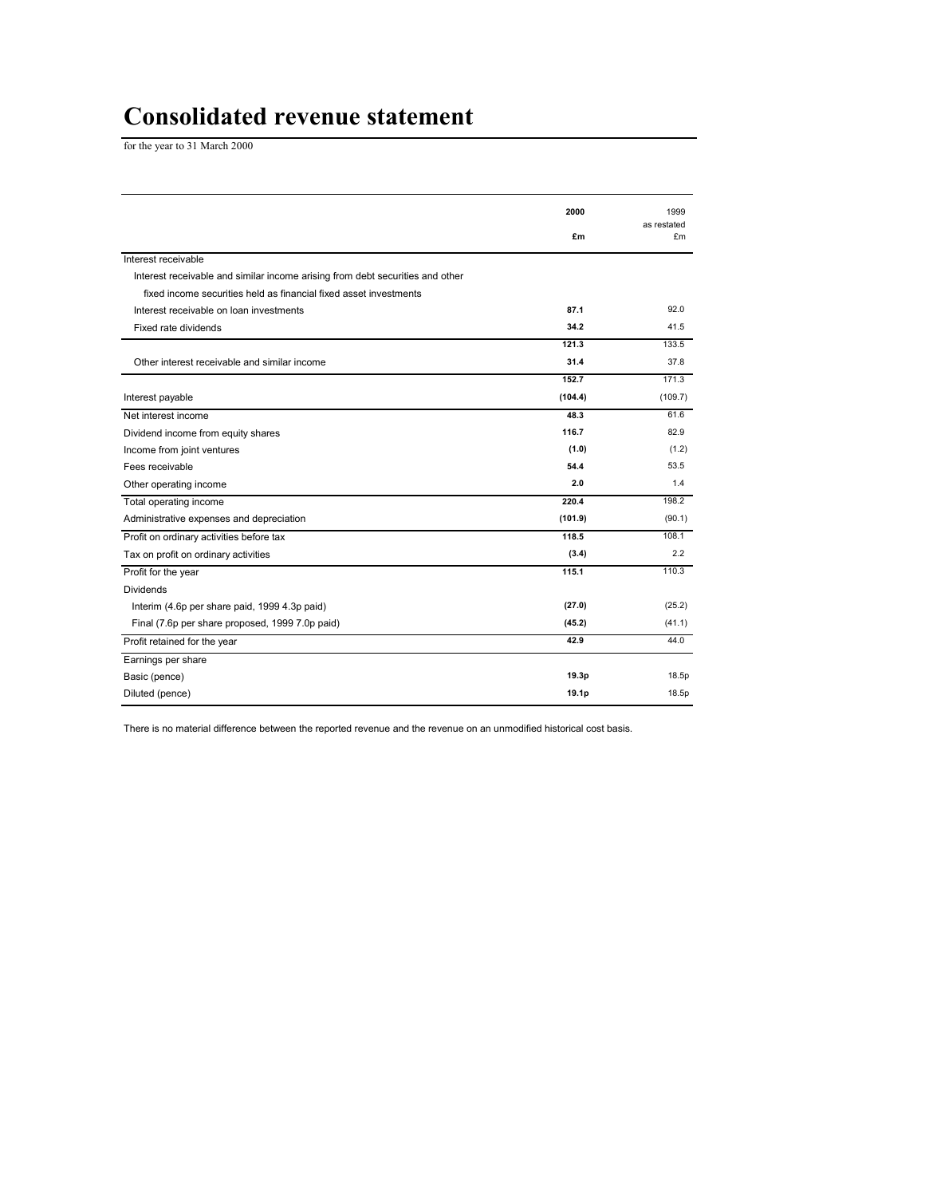# Consolidated revenue statement

for the year to 31 March 2000

| | 2000<br>£m | 1999<br>as restated<br>£m |
|---|---|---|
| Interest receivable | | |
| Interest receivable and similar income arising from debt securities and other fixed income securities held as financial fixed asset investments | | |
| Interest receivable on loan investments | **87.1** | 92.0 |
| Fixed rate dividends | **34.2** | 41.5 |
| | **121.3** | 133.5 |
| Other interest receivable and similar income | **31.4** | 37.8 |
| | **152.7** | 171.3 |
| Interest payable | **(104.4)** | (109.7) |
| Net interest income | **48.3** | 61.6 |
| Dividend income from equity shares | **116.7** | 82.9 |
| Income from joint ventures | **(1.0)** | (1.2) |
| Fees receivable | **54.4** | 53.5 |
| Other operating income | **2.0** | 1.4 |
| Total operating income | **220.4** | 198.2 |
| Administrative expenses and depreciation | **(101.9)** | (90.1) |
| Profit on ordinary activities before tax | **118.5** | 108.1 |
| Tax on profit on ordinary activities | **(3.4)** | 2.2 |
| Profit for the year | **115.1** | 110.3 |
| Dividends | | |
| Interim (4.6p per share paid, 1999 4.3p paid) | **(27.0)** | (25.2) |
| Final (7.6p per share proposed, 1999 7.0p paid) | **(45.2)** | (41.1) |
| Profit retained for the year | **42.9** | 44.0 |
| Earnings per share | | |
| Basic (pence) | **19.3p** | 18.5p |
| Diluted (pence) | **19.1p** | 18.5p |

There is no material difference between the reported revenue and the revenue on an unmodified historical cost basis.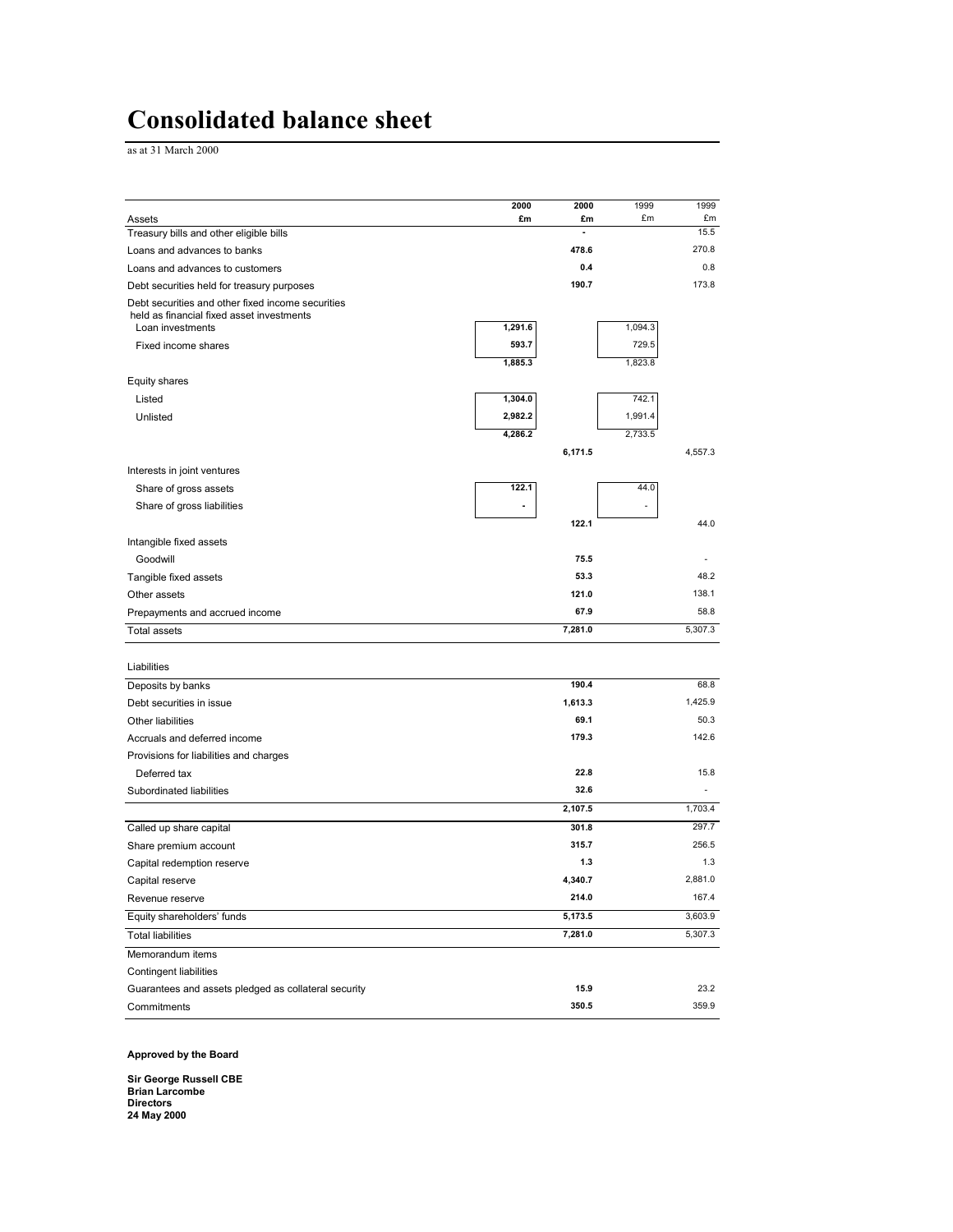# Consolidated balance sheet

as at 31 March 2000

| Assets | 2000 £m | 2000 £m | 1999 £m | 1999 £m |
|---|---|---|---|---|
| Treasury bills and other eligible bills | | - | | 15.5 |
| Loans and advances to banks | | 478.6 | | 270.8 |
| Loans and advances to customers | | 0.4 | | 0.8 |
| Debt securities held for treasury purposes | | 190.7 | | 173.8 |
| Debt securities and other fixed income securities held as financial fixed asset investments | | | | |
| Loan investments | 1,291.6 | | 1,094.3 | |
| Fixed income shares | 593.7 | | 729.5 | |
| | 1,885.3 | | 1,823.8 | |
| Equity shares | | | | |
| Listed | 1,304.0 | | 742.1 | |
| Unlisted | 2,982.2 | | 1,991.4 | |
| | 4,286.2 | | 2,733.5 | |
| | | 6,171.5 | | 4,557.3 |
| Interests in joint ventures | | | | |
| Share of gross assets | 122.1 | | 44.0 | |
| Share of gross liabilities | - | | - | |
| | | 122.1 | | 44.0 |
| Intangible fixed assets | | | | |
| Goodwill | | 75.5 | | - |
| Tangible fixed assets | | 53.3 | | 48.2 |
| Other assets | | 121.0 | | 138.1 |
| Prepayments and accrued income | | 67.9 | | 58.8 |
| Total assets | | 7,281.0 | | 5,307.3 |
| | | | | |
| Liabilities | | | | |
| Deposits by banks | | 190.4 | | 68.8 |
| Debt securities in issue | | 1,613.3 | | 1,425.9 |
| Other liabilities | | 69.1 | | 50.3 |
| Accruals and deferred income | | 179.3 | | 142.6 |
| Provisions for liabilities and charges | | | | |
| Deferred tax | | 22.8 | | 15.8 |
| Subordinated liabilities | | 32.6 | | - |
| | | 2,107.5 | | 1,703.4 |
| Called up share capital | | 301.8 | | 297.7 |
| Share premium account | | 315.7 | | 256.5 |
| Capital redemption reserve | | 1.3 | | 1.3 |
| Capital reserve | | 4,340.7 | | 2,881.0 |
| Revenue reserve | | 214.0 | | 167.4 |
| Equity shareholders' funds | | 5,173.5 | | 3,603.9 |
| Total liabilities | | 7,281.0 | | 5,307.3 |
| Memorandum items | | | | |
| Contingent liabilities | | | | |
| Guarantees and assets pledged as collateral security | | 15.9 | | 23.2 |
| Commitments | | 350.5 | | 359.9 |

**Approved by the Board**

**Sir George Russell CBE**
**Brian Larcombe**
**Directors**
**24 May 2000**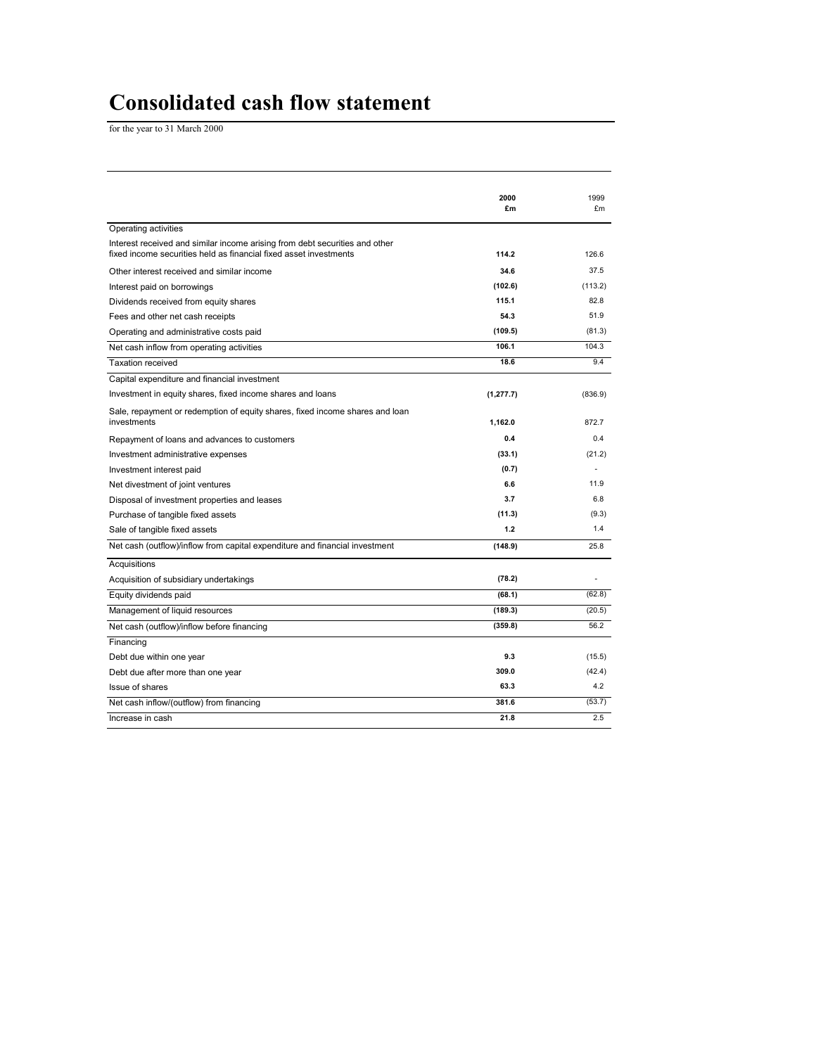# Consolidated cash flow statement

for the year to 31 March 2000

| | 2000 £m | 1999 £m |
|---|---|---|
| Operating activities | | |
| Interest received and similar income arising from debt securities and other fixed income securities held as financial fixed asset investments | **114.2** | 126.6 |
| Other interest received and similar income | **34.6** | 37.5 |
| Interest paid on borrowings | **(102.6)** | (113.2) |
| Dividends received from equity shares | **115.1** | 82.8 |
| Fees and other net cash receipts | **54.3** | 51.9 |
| Operating and administrative costs paid | **(109.5)** | (81.3) |
| Net cash inflow from operating activities | **106.1** | 104.3 |
| Taxation received | **18.6** | 9.4 |
| Capital expenditure and financial investment | | |
| Investment in equity shares, fixed income shares and loans | **(1,277.7)** | (836.9) |
| Sale, repayment or redemption of equity shares, fixed income shares and loan investments | **1,162.0** | 872.7 |
| Repayment of loans and advances to customers | **0.4** | 0.4 |
| Investment administrative expenses | **(33.1)** | (21.2) |
| Investment interest paid | **(0.7)** | - |
| Net divestment of joint ventures | **6.6** | 11.9 |
| Disposal of investment properties and leases | **3.7** | 6.8 |
| Purchase of tangible fixed assets | **(11.3)** | (9.3) |
| Sale of tangible fixed assets | **1.2** | 1.4 |
| Net cash (outflow)/inflow from capital expenditure and financial investment | **(148.9)** | 25.8 |
| Acquisitions | | |
| Acquisition of subsidiary undertakings | **(78.2)** | - |
| Equity dividends paid | **(68.1)** | (62.8) |
| Management of liquid resources | **(189.3)** | (20.5) |
| Net cash (outflow)/inflow before financing | **(359.8)** | 56.2 |
| Financing | | |
| Debt due within one year | **9.3** | (15.5) |
| Debt due after more than one year | **309.0** | (42.4) |
| Issue of shares | **63.3** | 4.2 |
| Net cash inflow/(outflow) from financing | **381.6** | (53.7) |
| Increase in cash | **21.8** | 2.5 |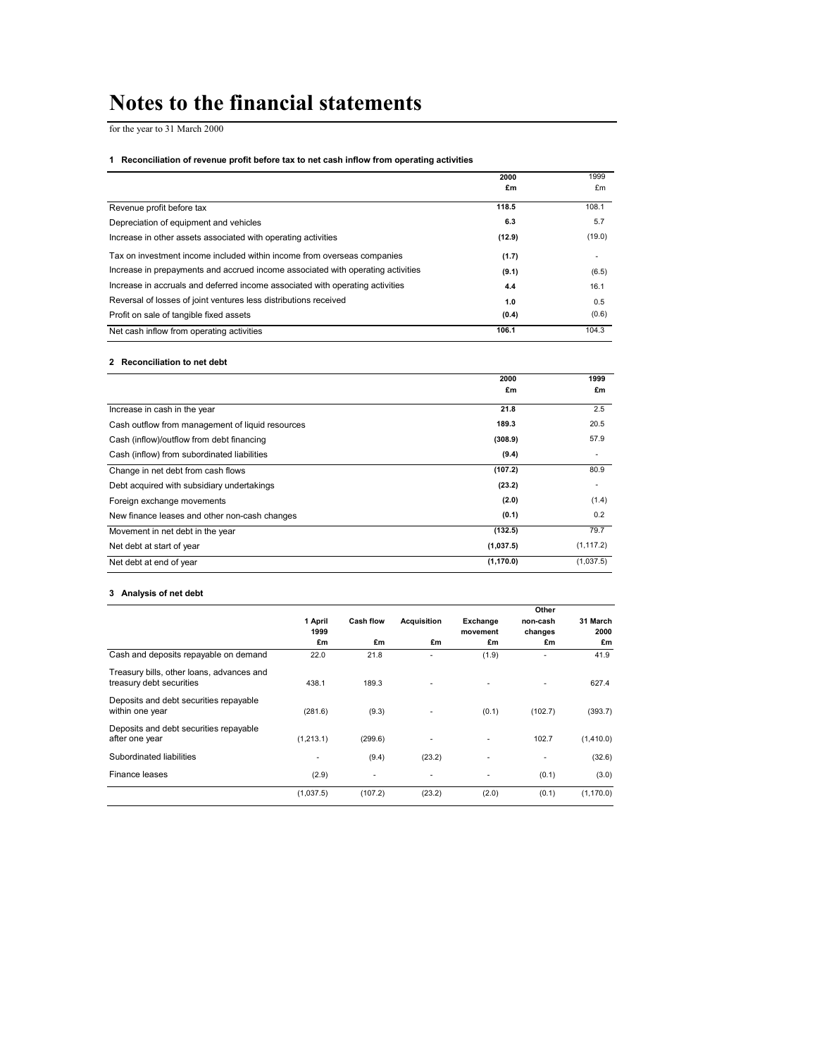# Notes to the financial statements

for the year to 31 March 2000

### 1 Reconciliation of revenue profit before tax to net cash inflow from operating activities

| | 2000 £m | 1999 £m |
|---|---|---|
| Revenue profit before tax | **118.5** | 108.1 |
| Depreciation of equipment and vehicles | **6.3** | 5.7 |
| Increase in other assets associated with operating activities | **(12.9)** | (19.0) |
| Tax on investment income included within income from overseas companies | **(1.7)** | - |
| Increase in prepayments and accrued income associated with operating activities | **(9.1)** | (6.5) |
| Increase in accruals and deferred income associated with operating activities | **4.4** | 16.1 |
| Reversal of losses of joint ventures less distributions received | **1.0** | 0.5 |
| Profit on sale of tangible fixed assets | **(0.4)** | (0.6) |
| Net cash inflow from operating activities | **106.1** | 104.3 |

### 2 Reconciliation to net debt

| | 2000 £m | 1999 £m |
|---|---|---|
| Increase in cash in the year | **21.8** | 2.5 |
| Cash outflow from management of liquid resources | **189.3** | 20.5 |
| Cash (inflow)/outflow from debt financing | **(308.9)** | 57.9 |
| Cash (inflow) from subordinated liabilities | **(9.4)** | - |
| Change in net debt from cash flows | **(107.2)** | 80.9 |
| Debt acquired with subsidiary undertakings | **(23.2)** | - |
| Foreign exchange movements | **(2.0)** | (1.4) |
| New finance leases and other non-cash changes | **(0.1)** | 0.2 |
| Movement in net debt in the year | **(132.5)** | 79.7 |
| Net debt at start of year | **(1,037.5)** | (1,117.2) |
| Net debt at end of year | **(1,170.0)** | (1,037.5) |

### 3 Analysis of net debt

| | 1 April 1999 £m | Cash flow £m | Acquisition £m | Exchange movement £m | Other non-cash changes £m | 31 March 2000 £m |
|---|---|---|---|---|---|---|
| Cash and deposits repayable on demand | 22.0 | 21.8 | - | (1.9) | - | 41.9 |
| Treasury bills, other loans, advances and treasury debt securities | 438.1 | 189.3 | - | - | - | 627.4 |
| Deposits and debt securities repayable within one year | (281.6) | (9.3) | - | (0.1) | (102.7) | (393.7) |
| Deposits and debt securities repayable after one year | (1,213.1) | (299.6) | - | - | 102.7 | (1,410.0) |
| Subordinated liabilities | - | (9.4) | (23.2) | - | - | (32.6) |
| Finance leases | (2.9) | - | - | - | (0.1) | (3.0) |
| | (1,037.5) | (107.2) | (23.2) | (2.0) | (0.1) | (1,170.0) |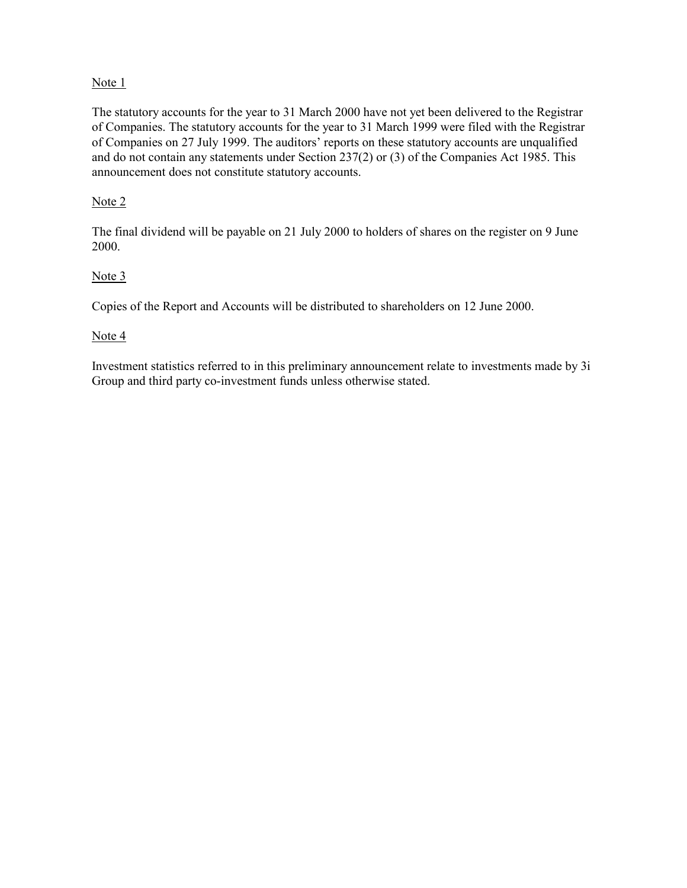Note 1

The statutory accounts for the year to 31 March 2000 have not yet been delivered to the Registrar of Companies. The statutory accounts for the year to 31 March 1999 were filed with the Registrar of Companies on 27 July 1999. The auditors' reports on these statutory accounts are unqualified and do not contain any statements under Section 237(2) or (3) of the Companies Act 1985. This announcement does not constitute statutory accounts.

Note 2

The final dividend will be payable on 21 July 2000 to holders of shares on the register on 9 June 2000.

Note 3

Copies of the Report and Accounts will be distributed to shareholders on 12 June 2000.

Note 4

Investment statistics referred to in this preliminary announcement relate to investments made by 3i Group and third party co-investment funds unless otherwise stated.